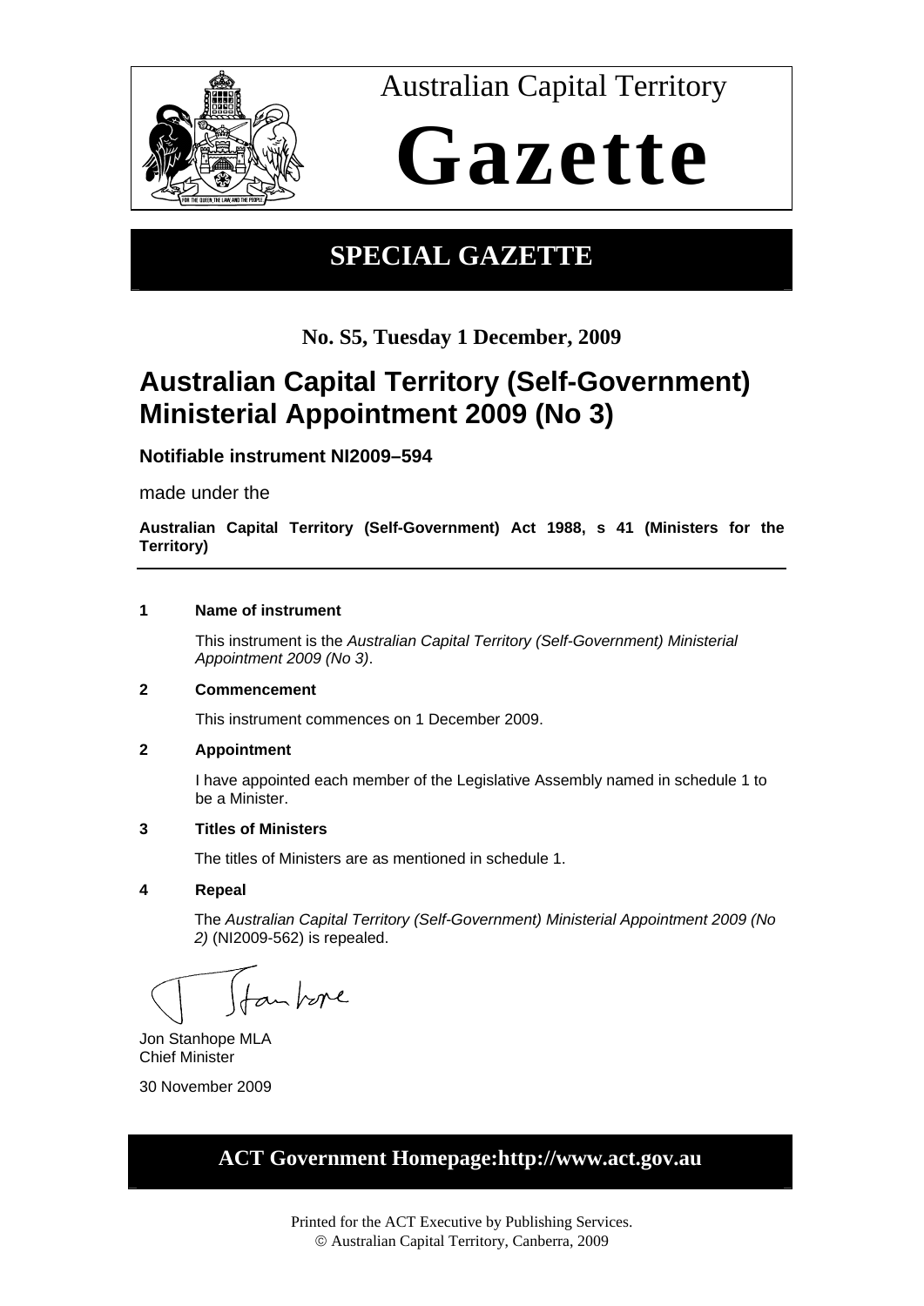Australian Capital Territory

# Gazette

## SPECIAL GAZETTE

**No. S5, Tuesday 1 December, 2009**

# Australian Capital Territory (Self-Government) Ministerial Appointment 2009 (No 3)

**Notifiable instrument NI2009–594**

made under the

**Australian Capital Territory (Self-Government) Act 1988, s 41 (Ministers for the Territory)**

---

**1 Name of instrument**

This instrument is the *Australian Capital Territory (Self-Government) Ministerial Appointment 2009 (No 3)*.

**2 Commencement**

This instrument commences on 1 December 2009.

**2 Appointment**

I have appointed each member of the Legislative Assembly named in schedule 1 to be a Minister.

**3 Titles of Ministers**

The titles of Ministers are as mentioned in schedule 1.

**4 Repeal**

The *Australian Capital Territory (Self-Government) Ministerial Appointment 2009 (No 2)* (NI2009-562) is repealed.

Jon Stanhope MLA
Chief Minister

30 November 2009

**ACT Government Homepage:http://www.act.gov.au**

Printed for the ACT Executive by Publishing Services.
© Australian Capital Territory, Canberra, 2009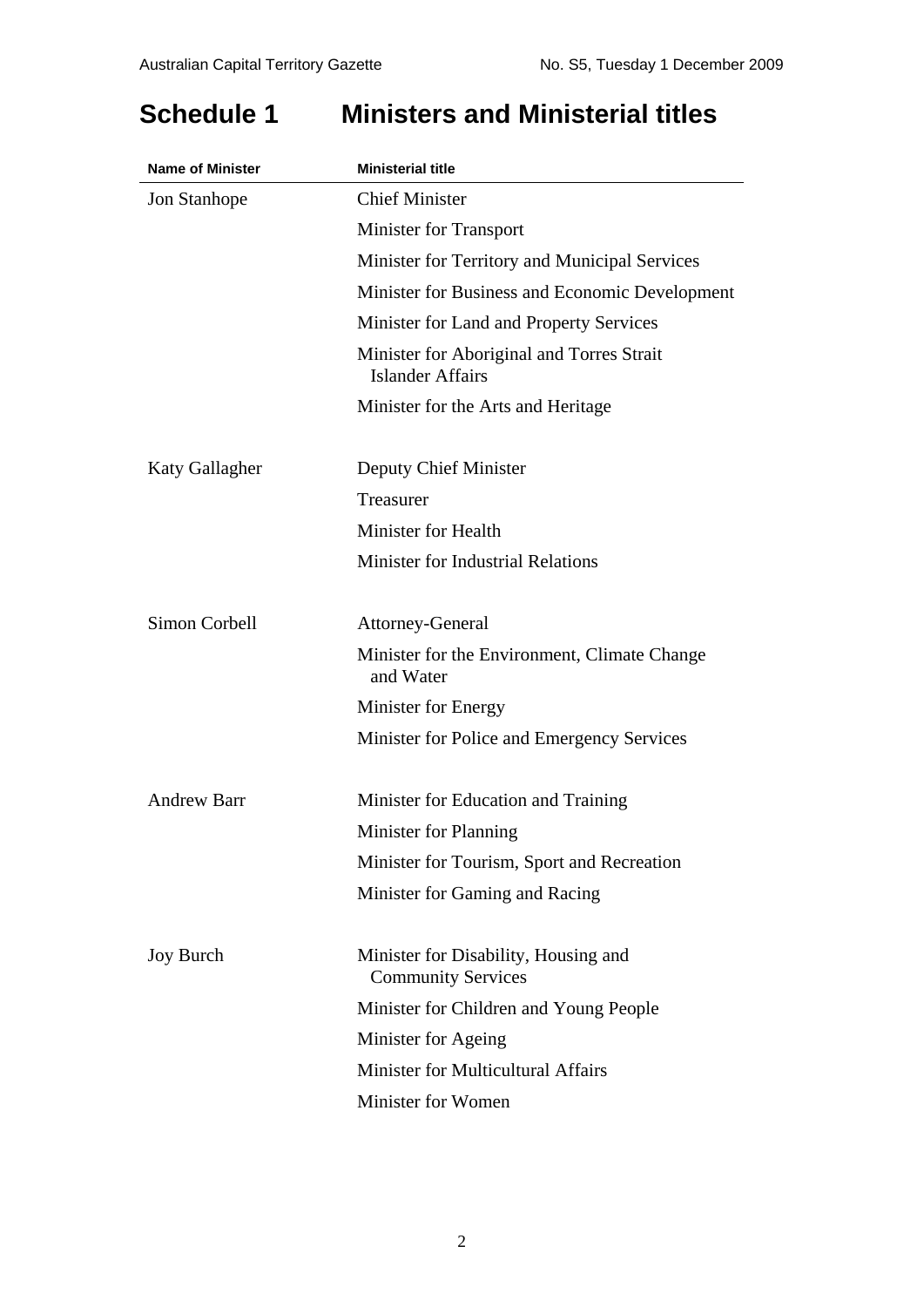# Schedule 1 Ministers and Ministerial titles

| Name of Minister | Ministerial title |
|---|---|
| Jon Stanhope | Chief Minister |
| | Minister for Transport |
| | Minister for Territory and Municipal Services |
| | Minister for Business and Economic Development |
| | Minister for Land and Property Services |
| | Minister for Aboriginal and Torres Strait Islander Affairs |
| | Minister for the Arts and Heritage |
| Katy Gallagher | Deputy Chief Minister |
| | Treasurer |
| | Minister for Health |
| | Minister for Industrial Relations |
| Simon Corbell | Attorney-General |
| | Minister for the Environment, Climate Change and Water |
| | Minister for Energy |
| | Minister for Police and Emergency Services |
| Andrew Barr | Minister for Education and Training |
| | Minister for Planning |
| | Minister for Tourism, Sport and Recreation |
| | Minister for Gaming and Racing |
| Joy Burch | Minister for Disability, Housing and Community Services |
| | Minister for Children and Young People |
| | Minister for Ageing |
| | Minister for Multicultural Affairs |
| | Minister for Women |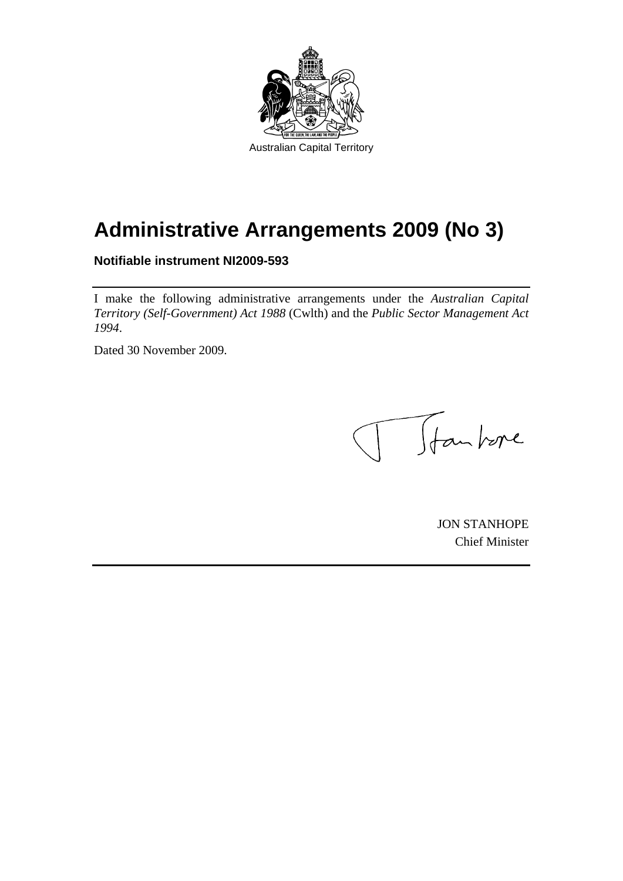Australian Capital Territory

# Administrative Arrangements 2009 (No 3)

**Notifiable instrument NI2009-593**

I make the following administrative arrangements under the *Australian Capital Territory (Self-Government) Act 1988* (Cwlth) and the *Public Sector Management Act 1994*.

Dated 30 November 2009.

JON STANHOPE
Chief Minister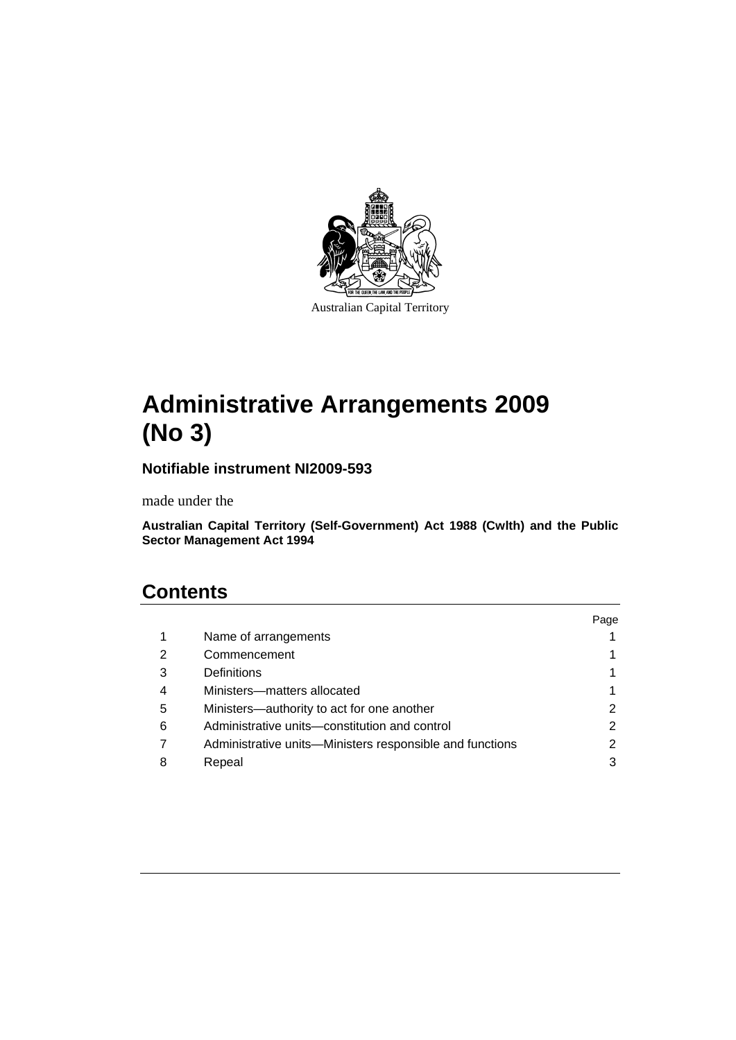Australian Capital Territory

# Administrative Arrangements 2009 (No 3)

**Notifiable instrument NI2009-593**

made under the

**Australian Capital Territory (Self-Government) Act 1988 (Cwlth) and the Public Sector Management Act 1994**

## Contents

| | | Page |
|---|---|---|
| 1 | Name of arrangements | 1 |
| 2 | Commencement | 1 |
| 3 | Definitions | 1 |
| 4 | Ministers—matters allocated | 1 |
| 5 | Ministers—authority to act for one another | 2 |
| 6 | Administrative units—constitution and control | 2 |
| 7 | Administrative units—Ministers responsible and functions | 2 |
| 8 | Repeal | 3 |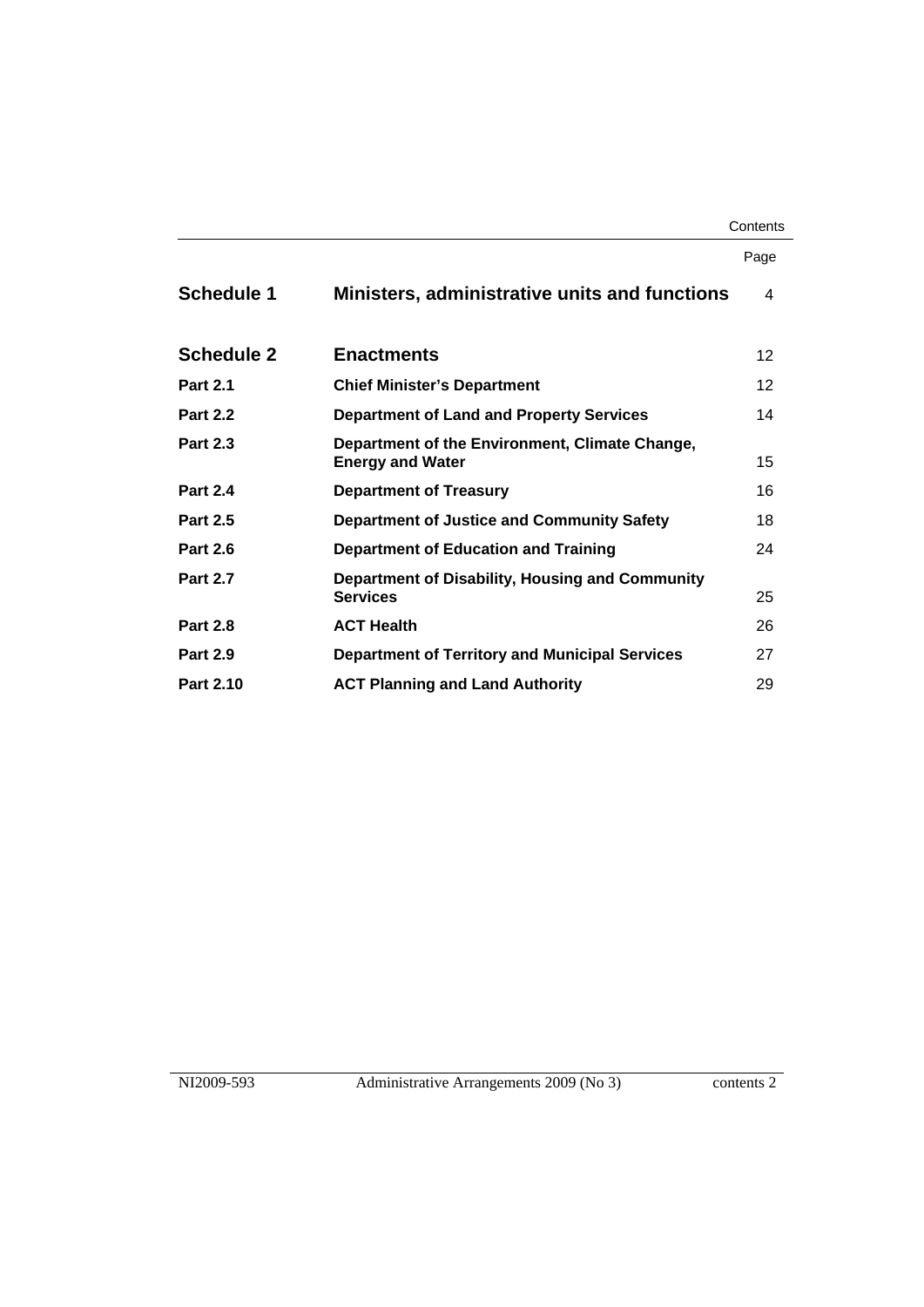| | | Page |
|---|---|---|
| **Schedule 1** | **Ministers, administrative units and functions** | 4 |
| **Schedule 2** | **Enactments** | 12 |
| **Part 2.1** | **Chief Minister's Department** | 12 |
| **Part 2.2** | **Department of Land and Property Services** | 14 |
| **Part 2.3** | **Department of the Environment, Climate Change, Energy and Water** | 15 |
| **Part 2.4** | **Department of Treasury** | 16 |
| **Part 2.5** | **Department of Justice and Community Safety** | 18 |
| **Part 2.6** | **Department of Education and Training** | 24 |
| **Part 2.7** | **Department of Disability, Housing and Community Services** | 25 |
| **Part 2.8** | **ACT Health** | 26 |
| **Part 2.9** | **Department of Territory and Municipal Services** | 27 |
| **Part 2.10** | **ACT Planning and Land Authority** | 29 |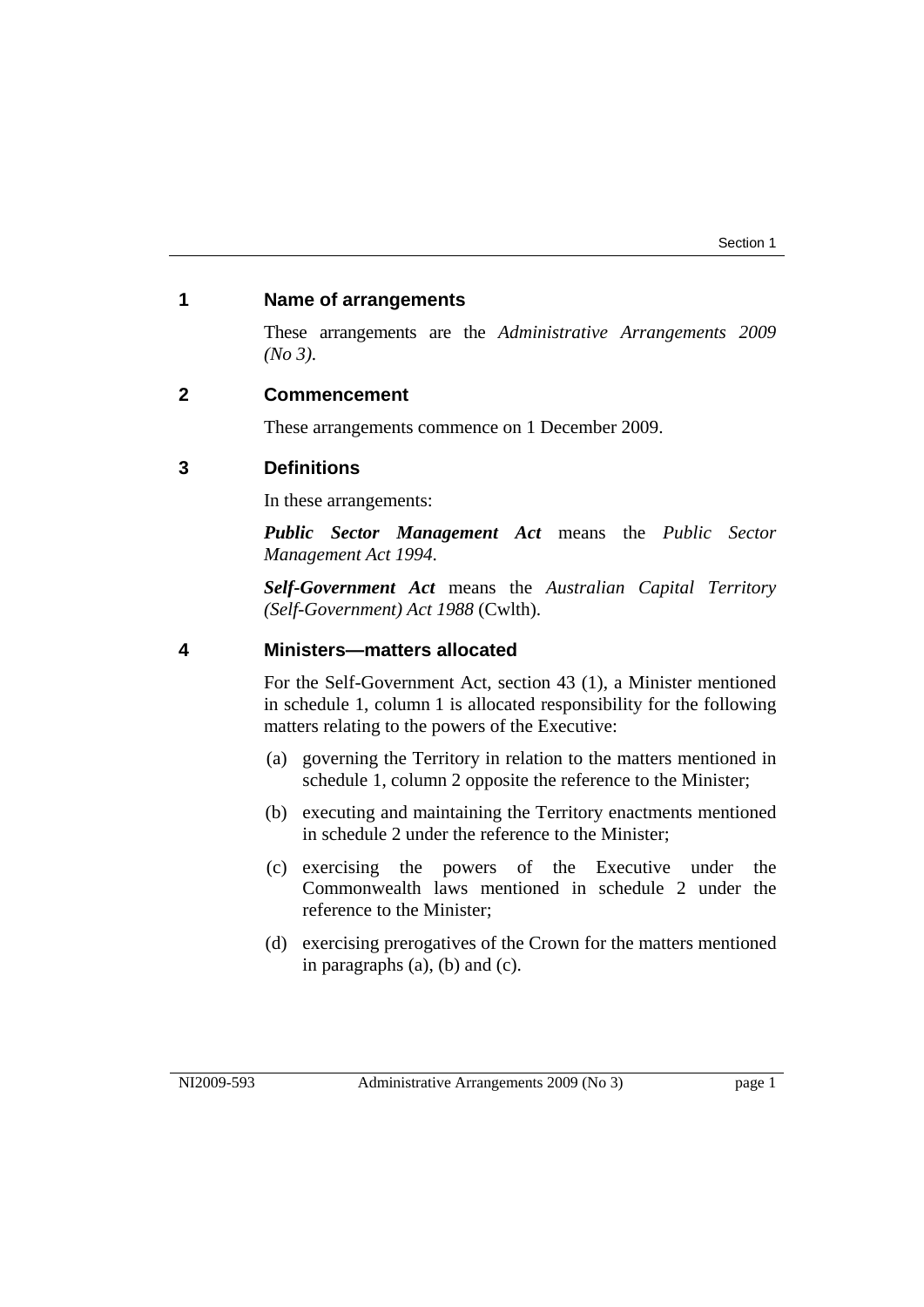## 1 Name of arrangements

These arrangements are the *Administrative Arrangements 2009 (No 3)*.

## 2 Commencement

These arrangements commence on 1 December 2009.

## 3 Definitions

In these arrangements:

***Public Sector Management Act*** means the *Public Sector Management Act 1994*.

***Self-Government Act*** means the *Australian Capital Territory (Self-Government) Act 1988* (Cwlth).

## 4 Ministers—matters allocated

For the Self-Government Act, section 43 (1), a Minister mentioned in schedule 1, column 1 is allocated responsibility for the following matters relating to the powers of the Executive:

(a) governing the Territory in relation to the matters mentioned in schedule 1, column 2 opposite the reference to the Minister;

(b) executing and maintaining the Territory enactments mentioned in schedule 2 under the reference to the Minister;

(c) exercising the powers of the Executive under the Commonwealth laws mentioned in schedule 2 under the reference to the Minister;

(d) exercising prerogatives of the Crown for the matters mentioned in paragraphs (a), (b) and (c).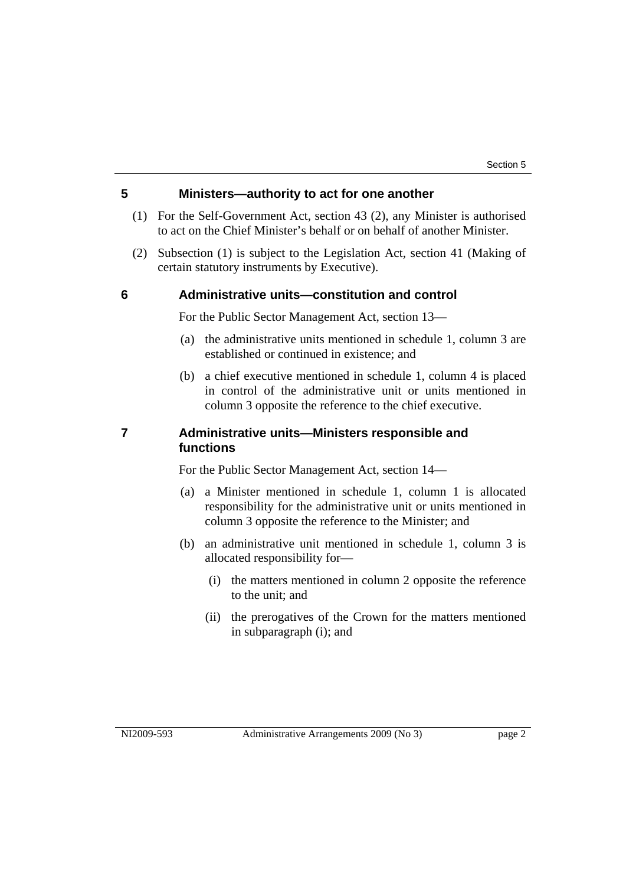## 5 Ministers—authority to act for one another

(1) For the Self-Government Act, section 43 (2), any Minister is authorised to act on the Chief Minister's behalf or on behalf of another Minister.

(2) Subsection (1) is subject to the Legislation Act, section 41 (Making of certain statutory instruments by Executive).

## 6 Administrative units—constitution and control

For the Public Sector Management Act, section 13—

(a) the administrative units mentioned in schedule 1, column 3 are established or continued in existence; and

(b) a chief executive mentioned in schedule 1, column 4 is placed in control of the administrative unit or units mentioned in column 3 opposite the reference to the chief executive.

## 7 Administrative units—Ministers responsible and functions

For the Public Sector Management Act, section 14—

(a) a Minister mentioned in schedule 1, column 1 is allocated responsibility for the administrative unit or units mentioned in column 3 opposite the reference to the Minister; and

(b) an administrative unit mentioned in schedule 1, column 3 is allocated responsibility for—

(i) the matters mentioned in column 2 opposite the reference to the unit; and

(ii) the prerogatives of the Crown for the matters mentioned in subparagraph (i); and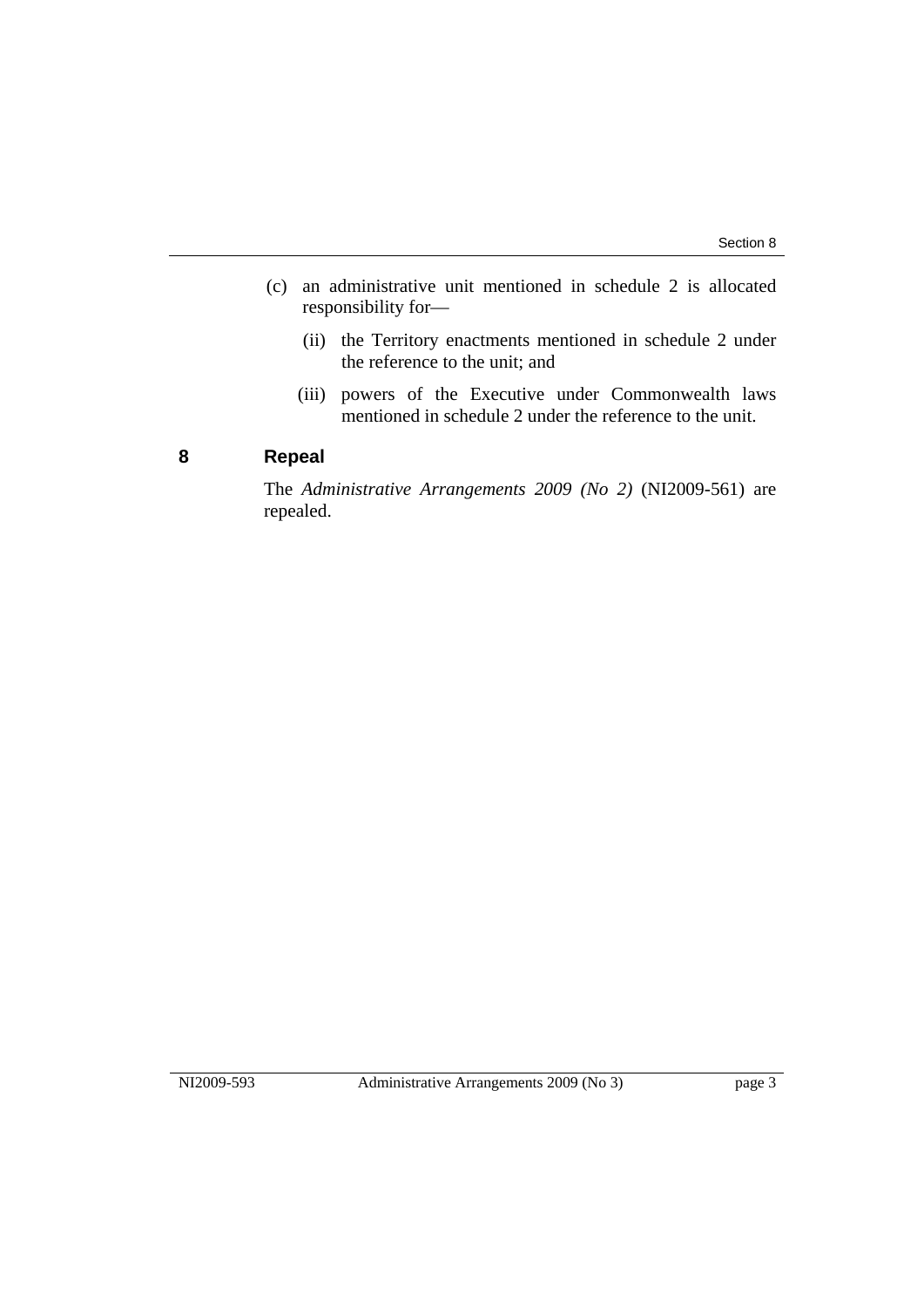(c) an administrative unit mentioned in schedule 2 is allocated responsibility for—

   (ii) the Territory enactments mentioned in schedule 2 under the reference to the unit; and

   (iii) powers of the Executive under Commonwealth laws mentioned in schedule 2 under the reference to the unit.

## 8 Repeal

The *Administrative Arrangements 2009 (No 2)* (NI2009-561) are repealed.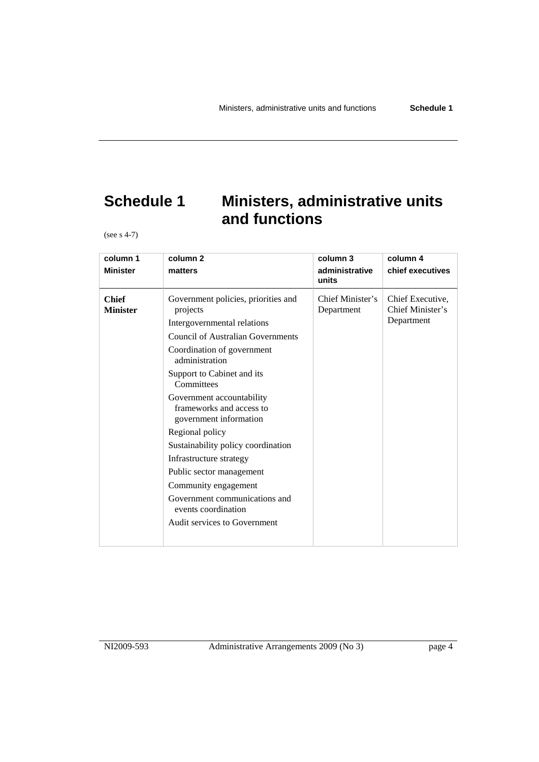# Schedule 1 Ministers, administrative units and functions

(see s 4-7)

| column 1 Minister | column 2 matters | column 3 administrative units | column 4 chief executives |
|---|---|---|---|
| **Chief Minister** | Government policies, priorities and projects<br>Intergovernmental relations<br>Council of Australian Governments<br>Coordination of government administration<br>Support to Cabinet and its Committees<br>Government accountability frameworks and access to government information<br>Regional policy<br>Sustainability policy coordination<br>Infrastructure strategy<br>Public sector management<br>Community engagement<br>Government communications and events coordination<br>Audit services to Government | Chief Minister's Department | Chief Executive, Chief Minister's Department |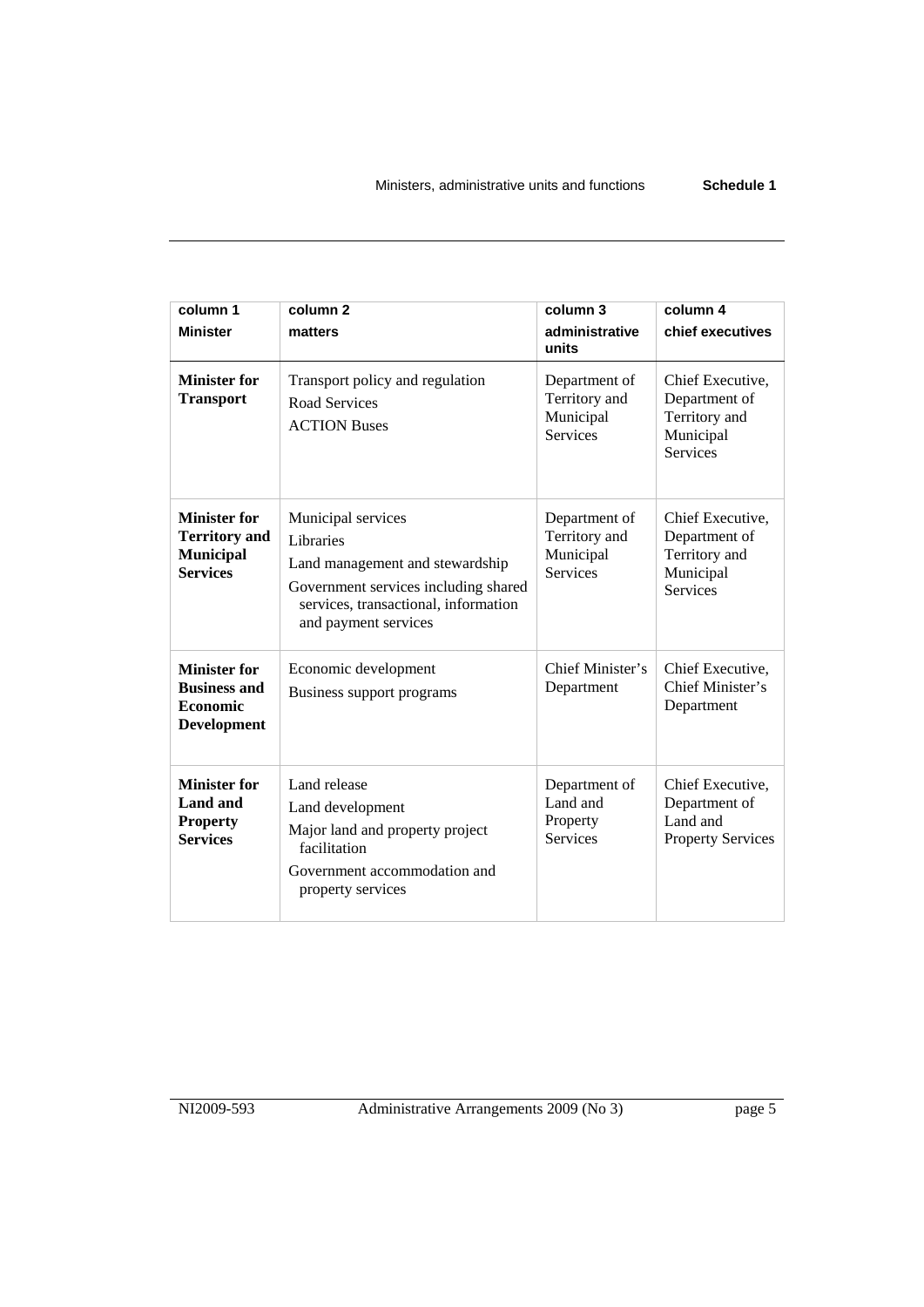| column 1<br>**Minister** | column 2<br>**matters** | column 3<br>**administrative units** | column 4<br>**chief executives** |
|---|---|---|---|
| **Minister for Transport** | Transport policy and regulation<br>Road Services<br>ACTION Buses | Department of Territory and Municipal Services | Chief Executive, Department of Territory and Municipal Services |
| **Minister for Territory and Municipal Services** | Municipal services<br>Libraries<br>Land management and stewardship<br>Government services including shared services, transactional, information and payment services | Department of Territory and Municipal Services | Chief Executive, Department of Territory and Municipal Services |
| **Minister for Business and Economic Development** | Economic development<br>Business support programs | Chief Minister's Department | Chief Executive, Chief Minister's Department |
| **Minister for Land and Property Services** | Land release<br>Land development<br>Major land and property project facilitation<br>Government accommodation and property services | Department of Land and Property Services | Chief Executive, Department of Land and Property Services |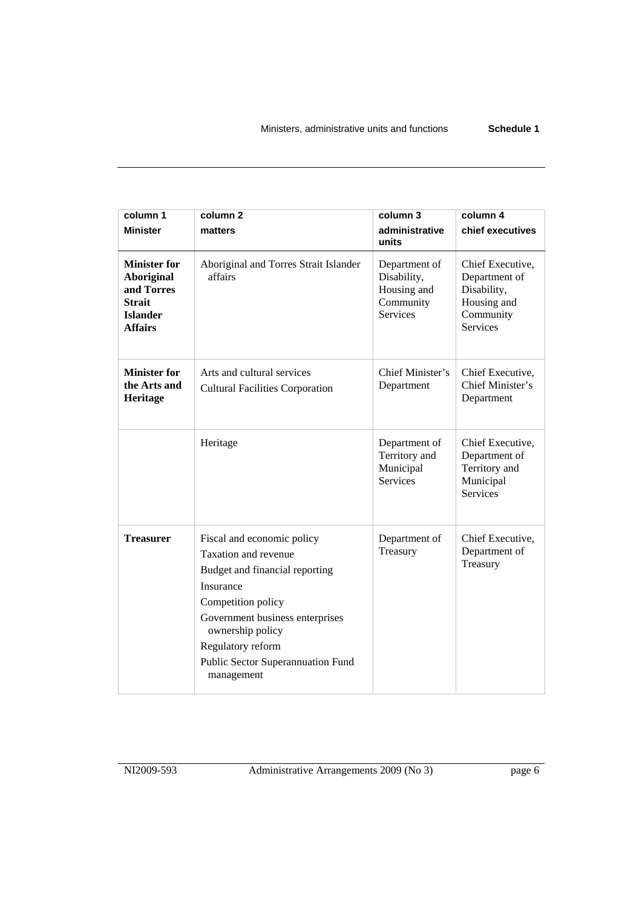| column 1<br>**Minister** | column 2<br>**matters** | column 3<br>**administrative units** | column 4<br>**chief executives** |
|---|---|---|---|
| **Minister for Aboriginal and Torres Strait Islander Affairs** | Aboriginal and Torres Strait Islander affairs | Department of Disability, Housing and Community Services | Chief Executive, Department of Disability, Housing and Community Services |
| **Minister for the Arts and Heritage** | Arts and cultural services<br>Cultural Facilities Corporation | Chief Minister's Department | Chief Executive, Chief Minister's Department |
| | Heritage | Department of Territory and Municipal Services | Chief Executive, Department of Territory and Municipal Services |
| **Treasurer** | Fiscal and economic policy<br>Taxation and revenue<br>Budget and financial reporting<br>Insurance<br>Competition policy<br>Government business enterprises ownership policy<br>Regulatory reform<br>Public Sector Superannuation Fund management | Department of Treasury | Chief Executive, Department of Treasury |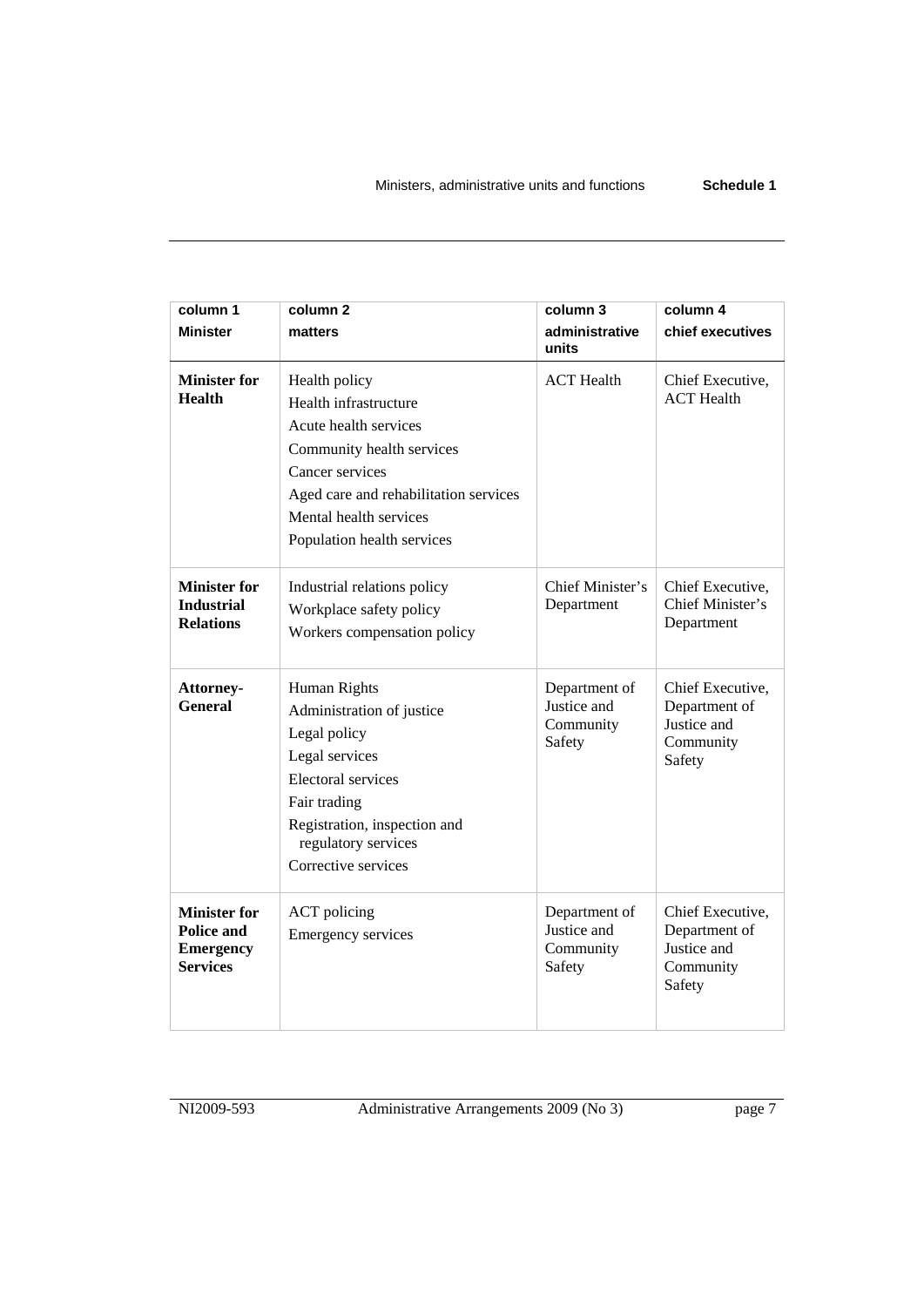| column 1<br>**Minister** | column 2<br>**matters** | column 3<br>**administrative units** | column 4<br>**chief executives** |
|---|---|---|---|
| **Minister for Health** | Health policy<br>Health infrastructure<br>Acute health services<br>Community health services<br>Cancer services<br>Aged care and rehabilitation services<br>Mental health services<br>Population health services | ACT Health | Chief Executive, ACT Health |
| **Minister for Industrial Relations** | Industrial relations policy<br>Workplace safety policy<br>Workers compensation policy | Chief Minister's Department | Chief Executive, Chief Minister's Department |
| **Attorney-General** | Human Rights<br>Administration of justice<br>Legal policy<br>Legal services<br>Electoral services<br>Fair trading<br>Registration, inspection and regulatory services<br>Corrective services | Department of Justice and Community Safety | Chief Executive, Department of Justice and Community Safety |
| **Minister for Police and Emergency Services** | ACT policing<br>Emergency services | Department of Justice and Community Safety | Chief Executive, Department of Justice and Community Safety |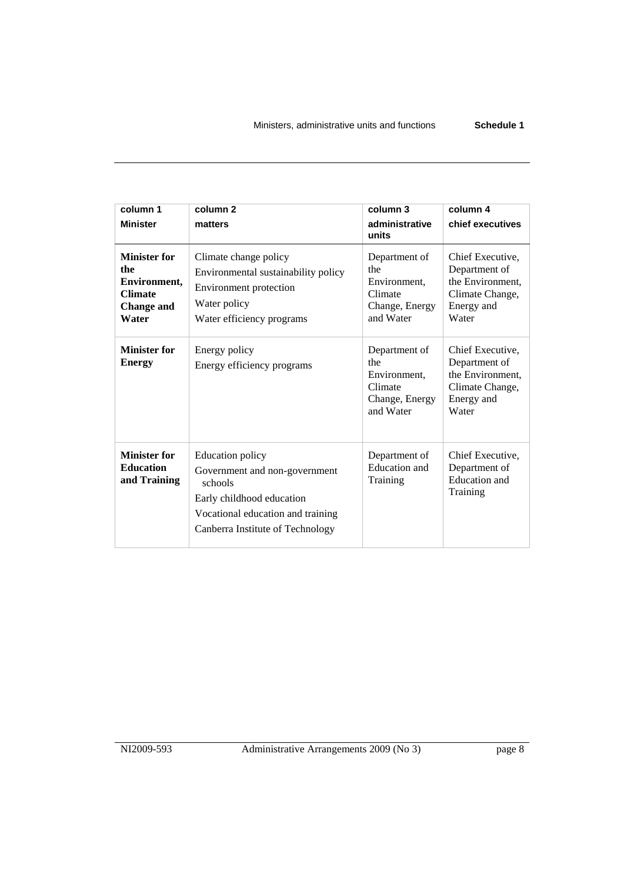| column 1<br>Minister | column 2<br>matters | column 3<br>administrative units | column 4<br>chief executives |
|---|---|---|---|
| **Minister for the Environment, Climate Change and Water** | Climate change policy<br>Environmental sustainability policy<br>Environment protection<br>Water policy<br>Water efficiency programs | Department of the Environment, Climate Change, Energy and Water | Chief Executive, Department of the Environment, Climate Change, Energy and Water |
| **Minister for Energy** | Energy policy<br>Energy efficiency programs | Department of the Environment, Climate Change, Energy and Water | Chief Executive, Department of the Environment, Climate Change, Energy and Water |
| **Minister for Education and Training** | Education policy<br>Government and non-government schools<br>Early childhood education<br>Vocational education and training<br>Canberra Institute of Technology | Department of Education and Training | Chief Executive, Department of Education and Training |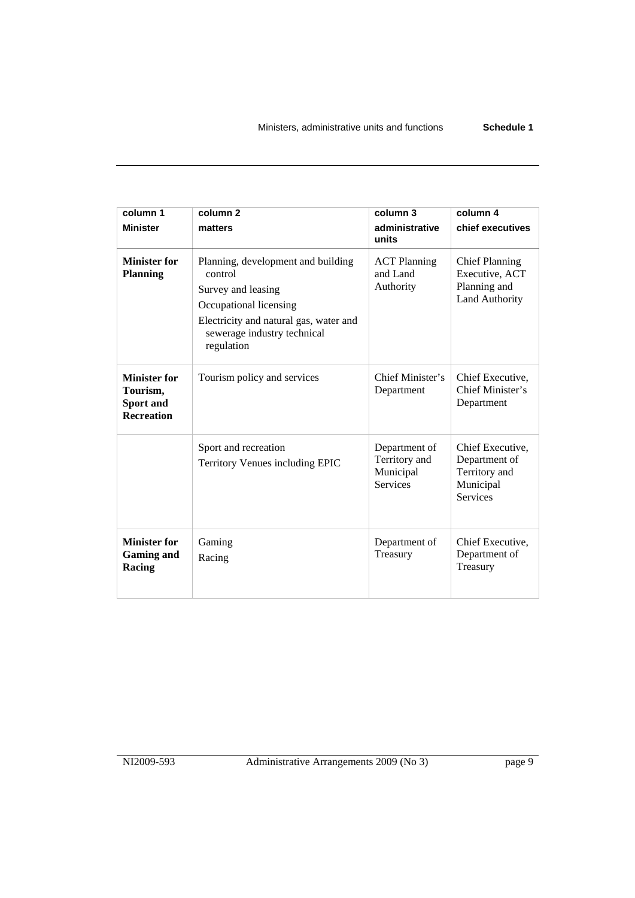| column 1<br>Minister | column 2<br>matters | column 3<br>administrative units | column 4<br>chief executives |
|---|---|---|---|
| **Minister for Planning** | Planning, development and building control<br>Survey and leasing<br>Occupational licensing<br>Electricity and natural gas, water and sewerage industry technical regulation | ACT Planning and Land Authority | Chief Planning Executive, ACT Planning and Land Authority |
| **Minister for Tourism, Sport and Recreation** | Tourism policy and services | Chief Minister's Department | Chief Executive, Chief Minister's Department |
| | Sport and recreation<br>Territory Venues including EPIC | Department of Territory and Municipal Services | Chief Executive, Department of Territory and Municipal Services |
| **Minister for Gaming and Racing** | Gaming<br>Racing | Department of Treasury | Chief Executive, Department of Treasury |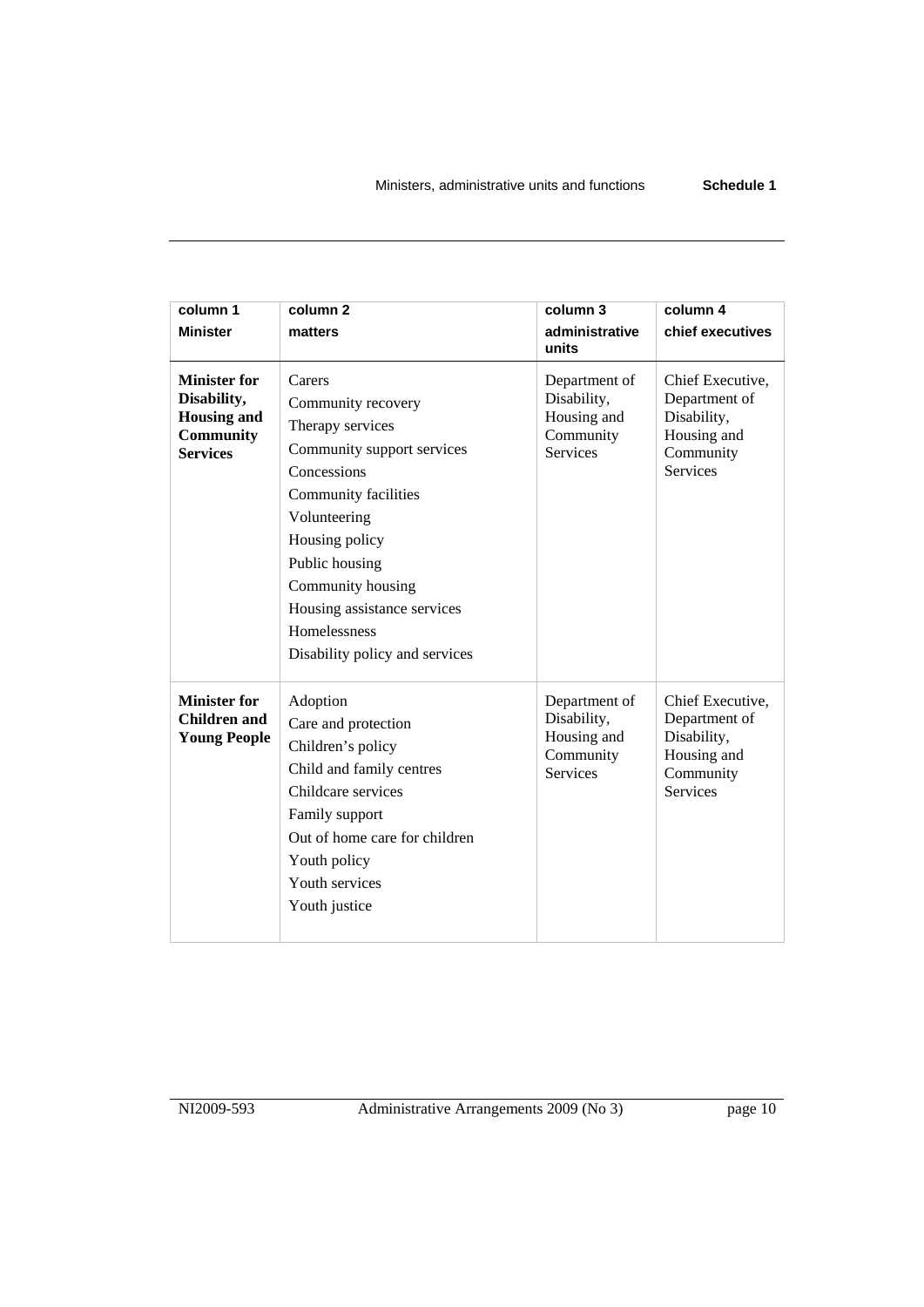| column 1<br>**Minister** | column 2<br>**matters** | column 3<br>**administrative units** | column 4<br>**chief executives** |
|---|---|---|---|
| **Minister for Disability, Housing and Community Services** | Carers<br>Community recovery<br>Therapy services<br>Community support services<br>Concessions<br>Community facilities<br>Volunteering<br>Housing policy<br>Public housing<br>Community housing<br>Housing assistance services<br>Homelessness<br>Disability policy and services | Department of Disability, Housing and Community Services | Chief Executive, Department of Disability, Housing and Community Services |
| **Minister for Children and Young People** | Adoption<br>Care and protection<br>Children's policy<br>Child and family centres<br>Childcare services<br>Family support<br>Out of home care for children<br>Youth policy<br>Youth services<br>Youth justice | Department of Disability, Housing and Community Services | Chief Executive, Department of Disability, Housing and Community Services |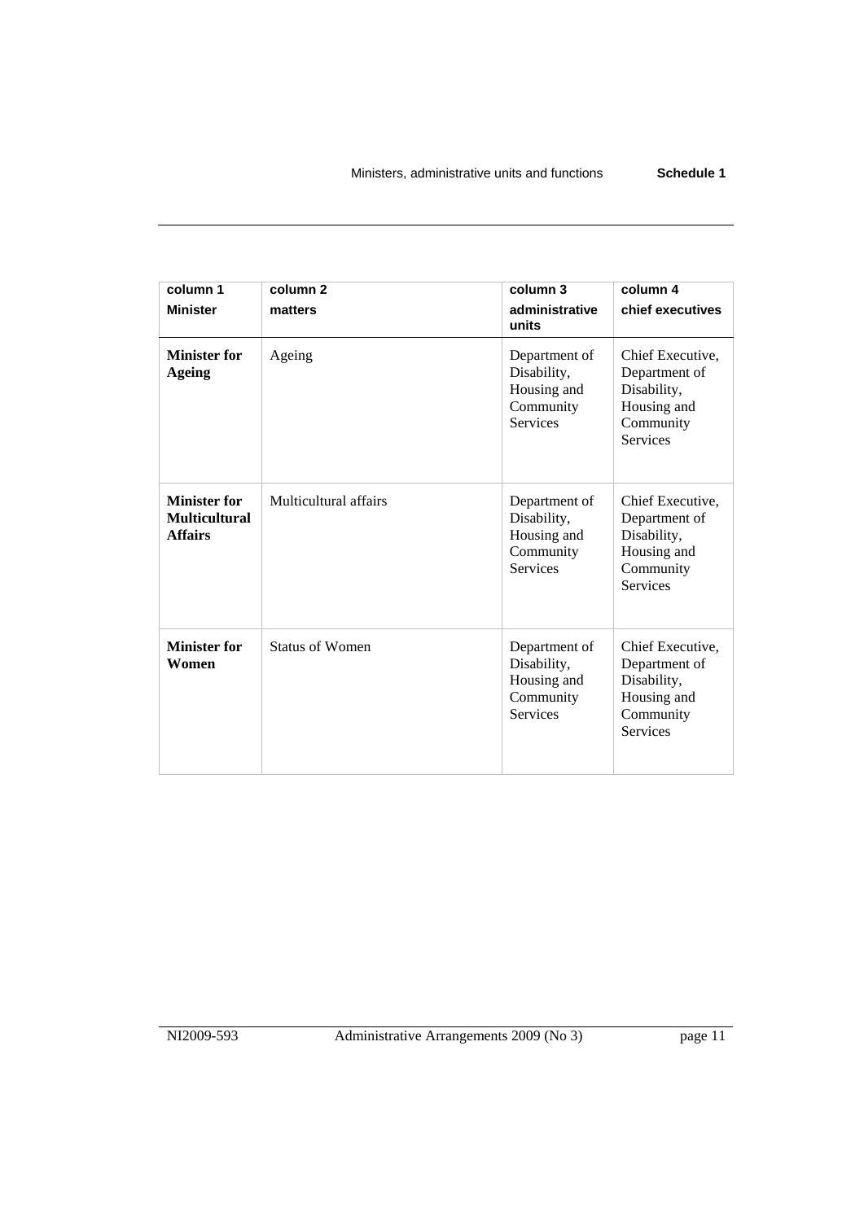| column 1 Minister | column 2 matters | column 3 administrative units | column 4 chief executives |
|---|---|---|---|
| **Minister for Ageing** | Ageing | Department of Disability, Housing and Community Services | Chief Executive, Department of Disability, Housing and Community Services |
| **Minister for Multicultural Affairs** | Multicultural affairs | Department of Disability, Housing and Community Services | Chief Executive, Department of Disability, Housing and Community Services |
| **Minister for Women** | Status of Women | Department of Disability, Housing and Community Services | Chief Executive, Department of Disability, Housing and Community Services |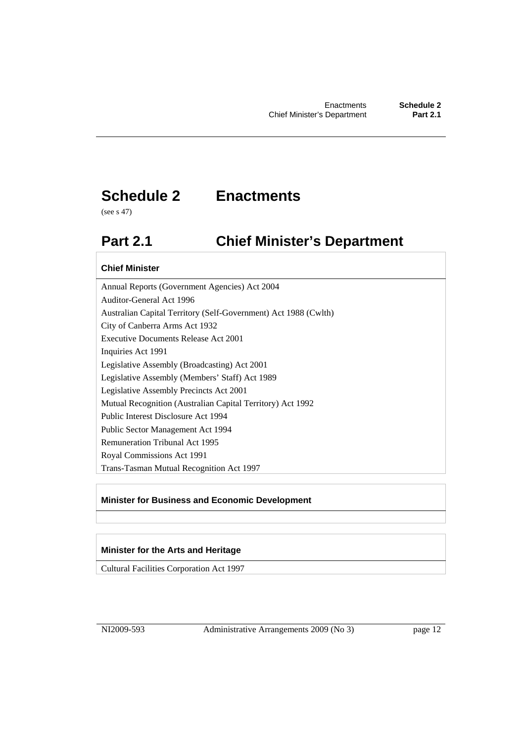# Schedule 2 Enactments

(see s 47)

## Part 2.1 Chief Minister's Department

| **Chief Minister** |
|---|
| Annual Reports (Government Agencies) Act 2004 |
| Auditor-General Act 1996 |
| Australian Capital Territory (Self-Government) Act 1988 (Cwlth) |
| City of Canberra Arms Act 1932 |
| Executive Documents Release Act 2001 |
| Inquiries Act 1991 |
| Legislative Assembly (Broadcasting) Act 2001 |
| Legislative Assembly (Members' Staff) Act 1989 |
| Legislative Assembly Precincts Act 2001 |
| Mutual Recognition (Australian Capital Territory) Act 1992 |
| Public Interest Disclosure Act 1994 |
| Public Sector Management Act 1994 |
| Remuneration Tribunal Act 1995 |
| Royal Commissions Act 1991 |
| Trans-Tasman Mutual Recognition Act 1997 |

| **Minister for Business and Economic Development** |
|---|
| |

| **Minister for the Arts and Heritage** |
|---|
| Cultural Facilities Corporation Act 1997 |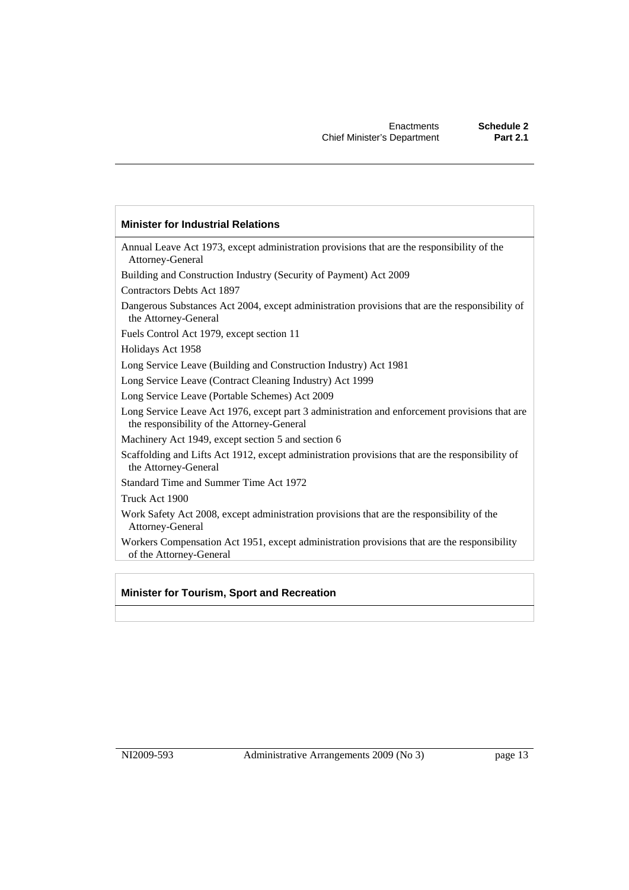| Minister for Industrial Relations |
| --- |
| Annual Leave Act 1973, except administration provisions that are the responsibility of the Attorney-General |
| Building and Construction Industry (Security of Payment) Act 2009 |
| Contractors Debts Act 1897 |
| Dangerous Substances Act 2004, except administration provisions that are the responsibility of the Attorney-General |
| Fuels Control Act 1979, except section 11 |
| Holidays Act 1958 |
| Long Service Leave (Building and Construction Industry) Act 1981 |
| Long Service Leave (Contract Cleaning Industry) Act 1999 |
| Long Service Leave (Portable Schemes) Act 2009 |
| Long Service Leave Act 1976, except part 3 administration and enforcement provisions that are the responsibility of the Attorney-General |
| Machinery Act 1949, except section 5 and section 6 |
| Scaffolding and Lifts Act 1912, except administration provisions that are the responsibility of the Attorney-General |
| Standard Time and Summer Time Act 1972 |
| Truck Act 1900 |
| Work Safety Act 2008, except administration provisions that are the responsibility of the Attorney-General |
| Workers Compensation Act 1951, except administration provisions that are the responsibility of the Attorney-General |

| Minister for Tourism, Sport and Recreation |
| --- |
| |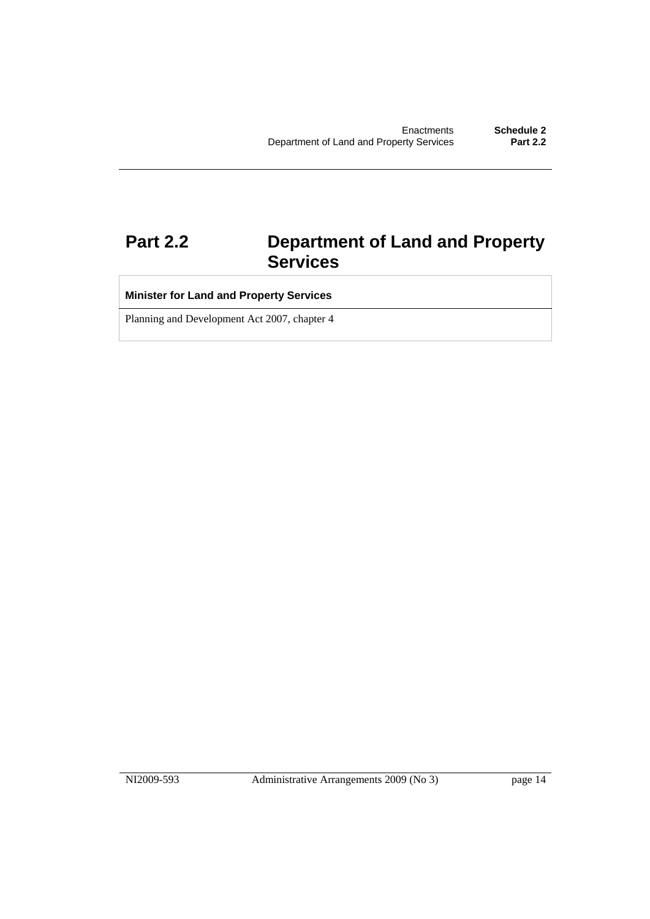## Part 2.2 Department of Land and Property Services

| Minister for Land and Property Services |
| --- |
| Planning and Development Act 2007, chapter 4 |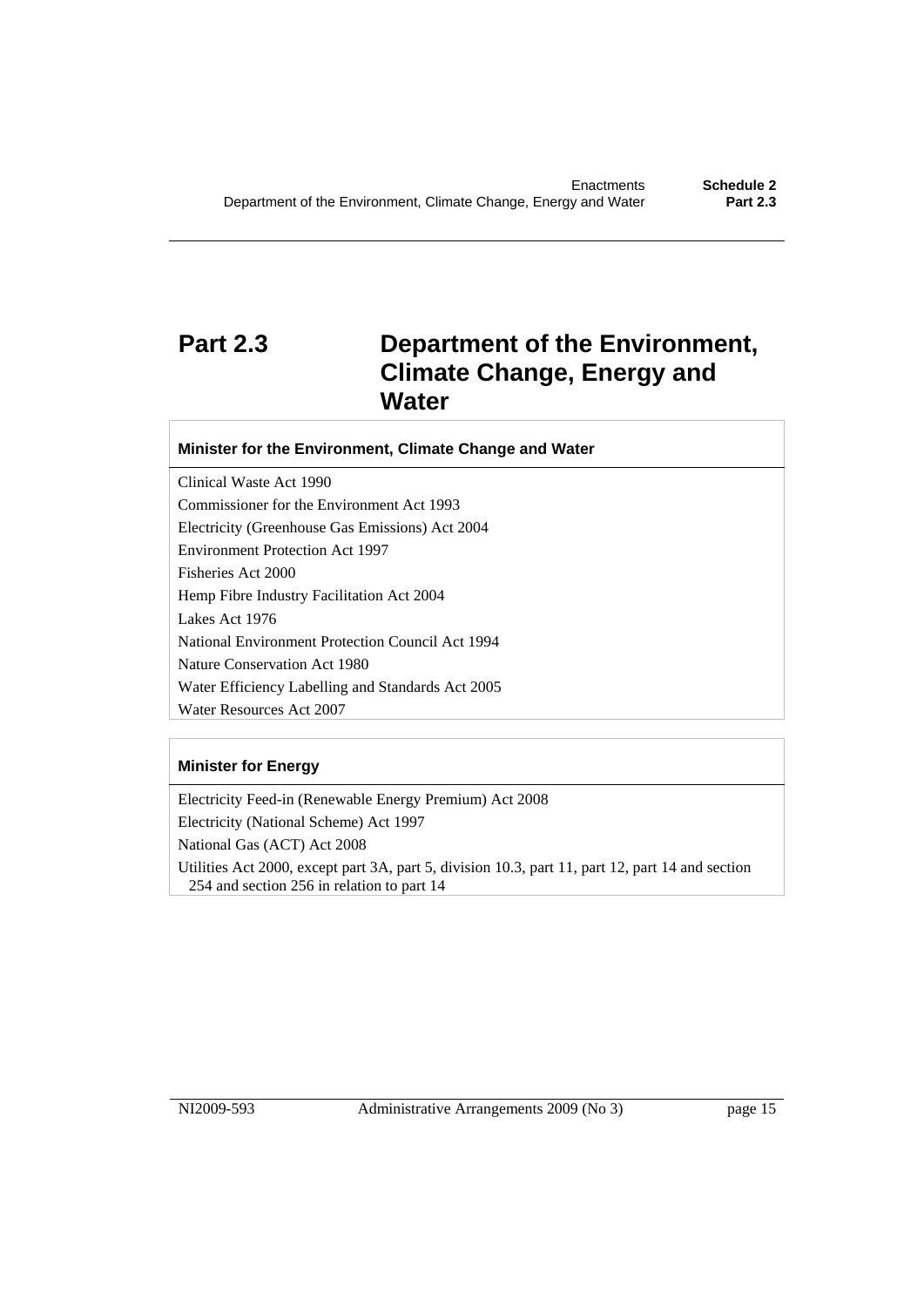## Part 2.3 Department of the Environment, Climate Change, Energy and Water

| Minister for the Environment, Climate Change and Water |
|---|
| Clinical Waste Act 1990 |
| Commissioner for the Environment Act 1993 |
| Electricity (Greenhouse Gas Emissions) Act 2004 |
| Environment Protection Act 1997 |
| Fisheries Act 2000 |
| Hemp Fibre Industry Facilitation Act 2004 |
| Lakes Act 1976 |
| National Environment Protection Council Act 1994 |
| Nature Conservation Act 1980 |
| Water Efficiency Labelling and Standards Act 2005 |
| Water Resources Act 2007 |

| Minister for Energy |
|---|
| Electricity Feed-in (Renewable Energy Premium) Act 2008 |
| Electricity (National Scheme) Act 1997 |
| National Gas (ACT) Act 2008 |
| Utilities Act 2000, except part 3A, part 5, division 10.3, part 11, part 12, part 14 and section 254 and section 256 in relation to part 14 |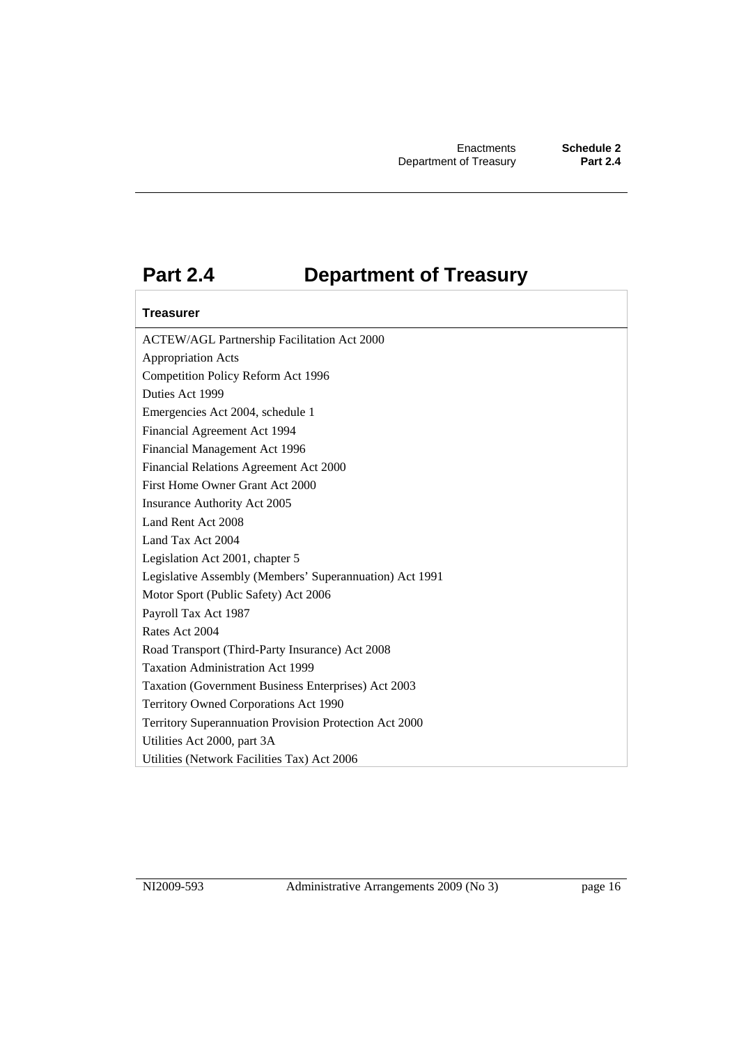# Part 2.4 Department of Treasury

| Treasurer |
| --- |
| ACTEW/AGL Partnership Facilitation Act 2000 |
| Appropriation Acts |
| Competition Policy Reform Act 1996 |
| Duties Act 1999 |
| Emergencies Act 2004, schedule 1 |
| Financial Agreement Act 1994 |
| Financial Management Act 1996 |
| Financial Relations Agreement Act 2000 |
| First Home Owner Grant Act 2000 |
| Insurance Authority Act 2005 |
| Land Rent Act 2008 |
| Land Tax Act 2004 |
| Legislation Act 2001, chapter 5 |
| Legislative Assembly (Members' Superannuation) Act 1991 |
| Motor Sport (Public Safety) Act 2006 |
| Payroll Tax Act 1987 |
| Rates Act 2004 |
| Road Transport (Third-Party Insurance) Act 2008 |
| Taxation Administration Act 1999 |
| Taxation (Government Business Enterprises) Act 2003 |
| Territory Owned Corporations Act 1990 |
| Territory Superannuation Provision Protection Act 2000 |
| Utilities Act 2000, part 3A |
| Utilities (Network Facilities Tax) Act 2006 |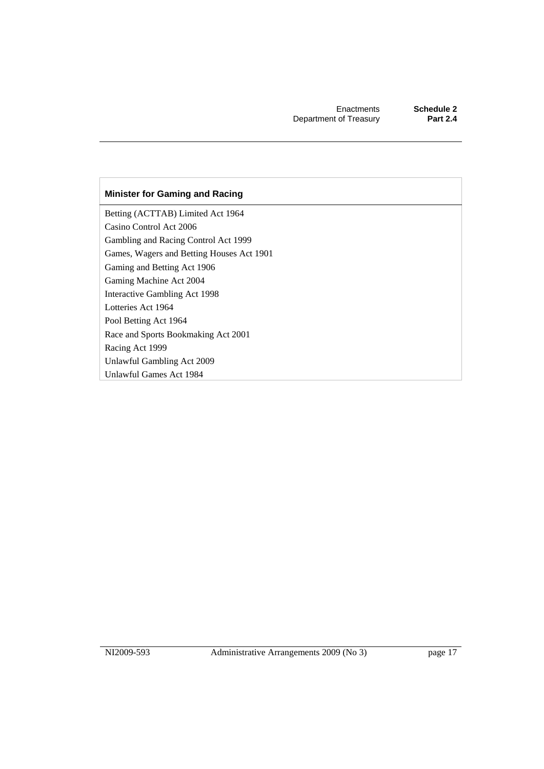| Minister for Gaming and Racing |
| --- |
| Betting (ACTTAB) Limited Act 1964 |
| Casino Control Act 2006 |
| Gambling and Racing Control Act 1999 |
| Games, Wagers and Betting Houses Act 1901 |
| Gaming and Betting Act 1906 |
| Gaming Machine Act 2004 |
| Interactive Gambling Act 1998 |
| Lotteries Act 1964 |
| Pool Betting Act 1964 |
| Race and Sports Bookmaking Act 2001 |
| Racing Act 1999 |
| Unlawful Gambling Act 2009 |
| Unlawful Games Act 1984 |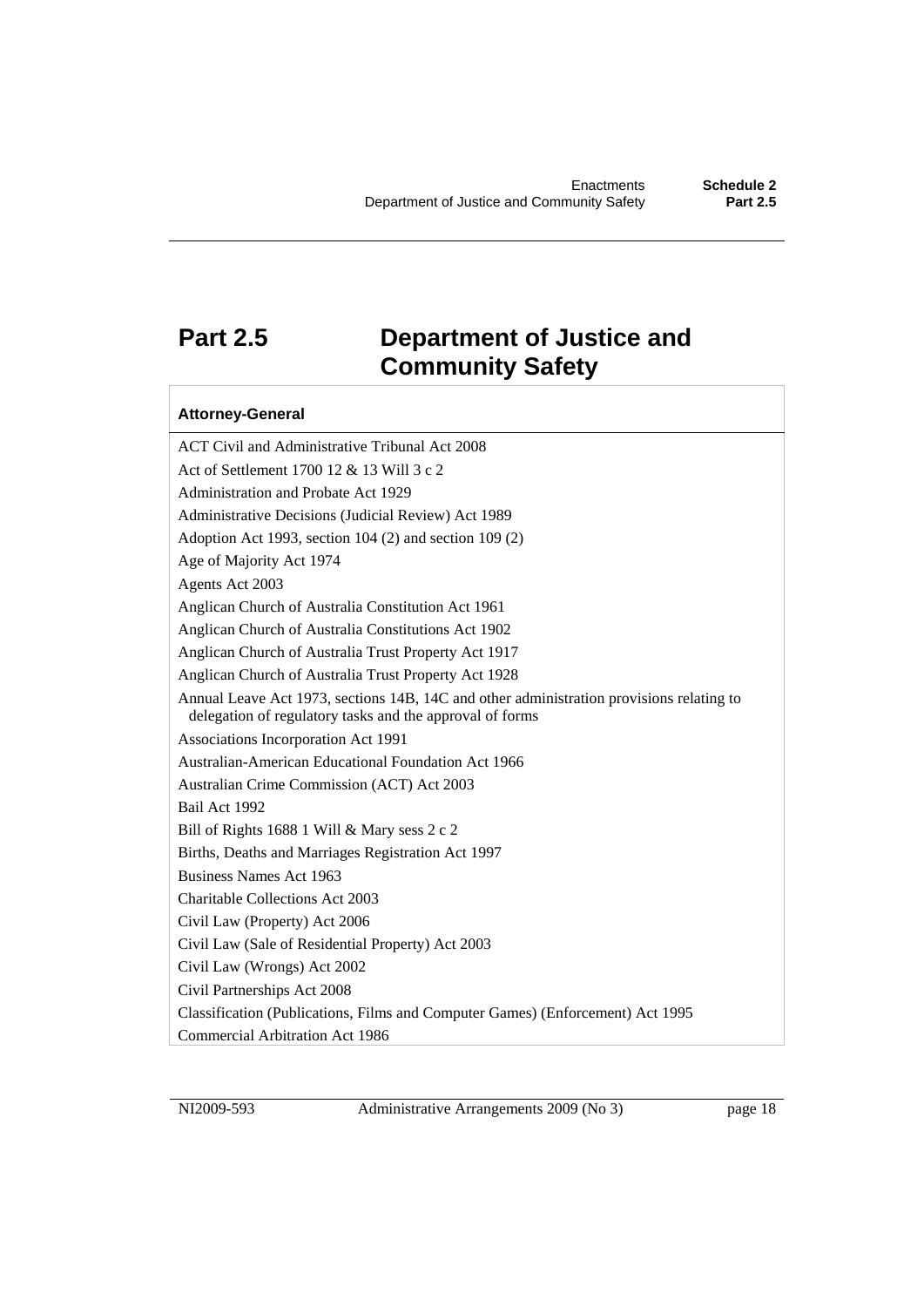# Part 2.5 Department of Justice and Community Safety

| Attorney-General |
|---|
| ACT Civil and Administrative Tribunal Act 2008 |
| Act of Settlement 1700 12 & 13 Will 3 c 2 |
| Administration and Probate Act 1929 |
| Administrative Decisions (Judicial Review) Act 1989 |
| Adoption Act 1993, section 104 (2) and section 109 (2) |
| Age of Majority Act 1974 |
| Agents Act 2003 |
| Anglican Church of Australia Constitution Act 1961 |
| Anglican Church of Australia Constitutions Act 1902 |
| Anglican Church of Australia Trust Property Act 1917 |
| Anglican Church of Australia Trust Property Act 1928 |
| Annual Leave Act 1973, sections 14B, 14C and other administration provisions relating to delegation of regulatory tasks and the approval of forms |
| Associations Incorporation Act 1991 |
| Australian-American Educational Foundation Act 1966 |
| Australian Crime Commission (ACT) Act 2003 |
| Bail Act 1992 |
| Bill of Rights 1688 1 Will & Mary sess 2 c 2 |
| Births, Deaths and Marriages Registration Act 1997 |
| Business Names Act 1963 |
| Charitable Collections Act 2003 |
| Civil Law (Property) Act 2006 |
| Civil Law (Sale of Residential Property) Act 2003 |
| Civil Law (Wrongs) Act 2002 |
| Civil Partnerships Act 2008 |
| Classification (Publications, Films and Computer Games) (Enforcement) Act 1995 |
| Commercial Arbitration Act 1986 |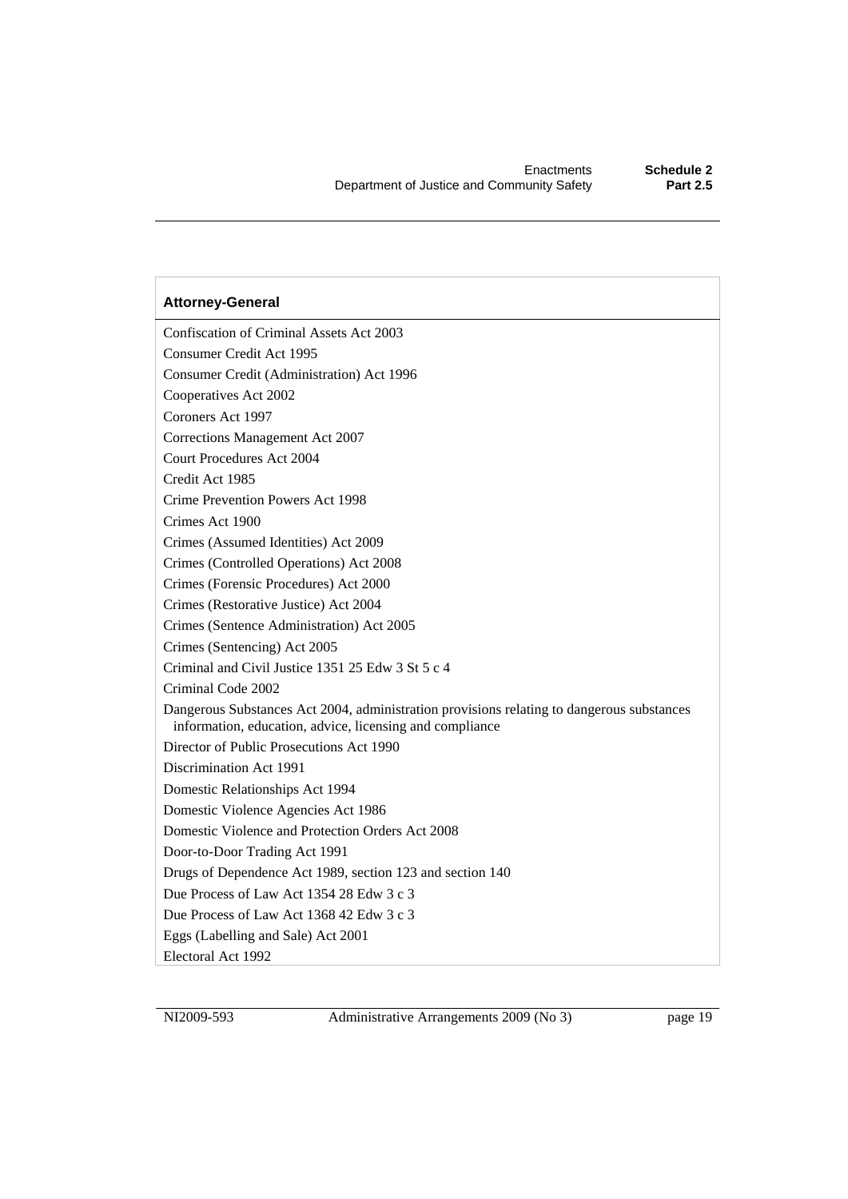| Attorney-General |
| --- |
| Confiscation of Criminal Assets Act 2003 |
| Consumer Credit Act 1995 |
| Consumer Credit (Administration) Act 1996 |
| Cooperatives Act 2002 |
| Coroners Act 1997 |
| Corrections Management Act 2007 |
| Court Procedures Act 2004 |
| Credit Act 1985 |
| Crime Prevention Powers Act 1998 |
| Crimes Act 1900 |
| Crimes (Assumed Identities) Act 2009 |
| Crimes (Controlled Operations) Act 2008 |
| Crimes (Forensic Procedures) Act 2000 |
| Crimes (Restorative Justice) Act 2004 |
| Crimes (Sentence Administration) Act 2005 |
| Crimes (Sentencing) Act 2005 |
| Criminal and Civil Justice 1351 25 Edw 3 St 5 c 4 |
| Criminal Code 2002 |
| Dangerous Substances Act 2004, administration provisions relating to dangerous substances information, education, advice, licensing and compliance |
| Director of Public Prosecutions Act 1990 |
| Discrimination Act 1991 |
| Domestic Relationships Act 1994 |
| Domestic Violence Agencies Act 1986 |
| Domestic Violence and Protection Orders Act 2008 |
| Door-to-Door Trading Act 1991 |
| Drugs of Dependence Act 1989, section 123 and section 140 |
| Due Process of Law Act 1354 28 Edw 3 c 3 |
| Due Process of Law Act 1368 42 Edw 3 c 3 |
| Eggs (Labelling and Sale) Act 2001 |
| Electoral Act 1992 |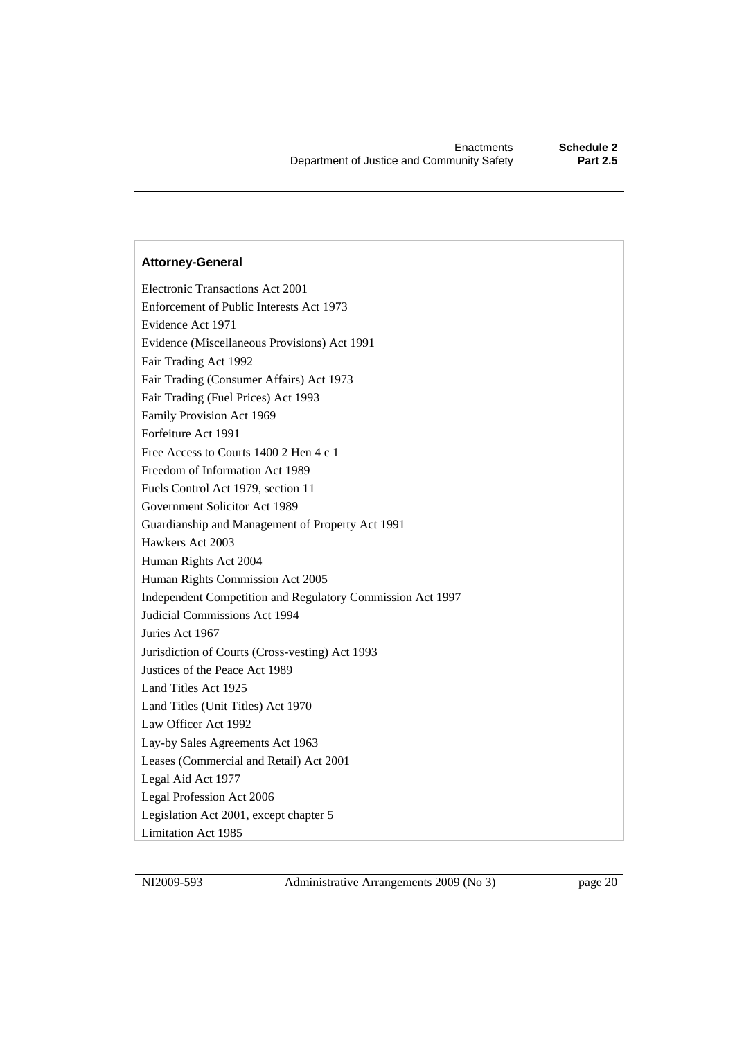| Attorney-General |
| --- |
| Electronic Transactions Act 2001 |
| Enforcement of Public Interests Act 1973 |
| Evidence Act 1971 |
| Evidence (Miscellaneous Provisions) Act 1991 |
| Fair Trading Act 1992 |
| Fair Trading (Consumer Affairs) Act 1973 |
| Fair Trading (Fuel Prices) Act 1993 |
| Family Provision Act 1969 |
| Forfeiture Act 1991 |
| Free Access to Courts 1400 2 Hen 4 c 1 |
| Freedom of Information Act 1989 |
| Fuels Control Act 1979, section 11 |
| Government Solicitor Act 1989 |
| Guardianship and Management of Property Act 1991 |
| Hawkers Act 2003 |
| Human Rights Act 2004 |
| Human Rights Commission Act 2005 |
| Independent Competition and Regulatory Commission Act 1997 |
| Judicial Commissions Act 1994 |
| Juries Act 1967 |
| Jurisdiction of Courts (Cross-vesting) Act 1993 |
| Justices of the Peace Act 1989 |
| Land Titles Act 1925 |
| Land Titles (Unit Titles) Act 1970 |
| Law Officer Act 1992 |
| Lay-by Sales Agreements Act 1963 |
| Leases (Commercial and Retail) Act 2001 |
| Legal Aid Act 1977 |
| Legal Profession Act 2006 |
| Legislation Act 2001, except chapter 5 |
| Limitation Act 1985 |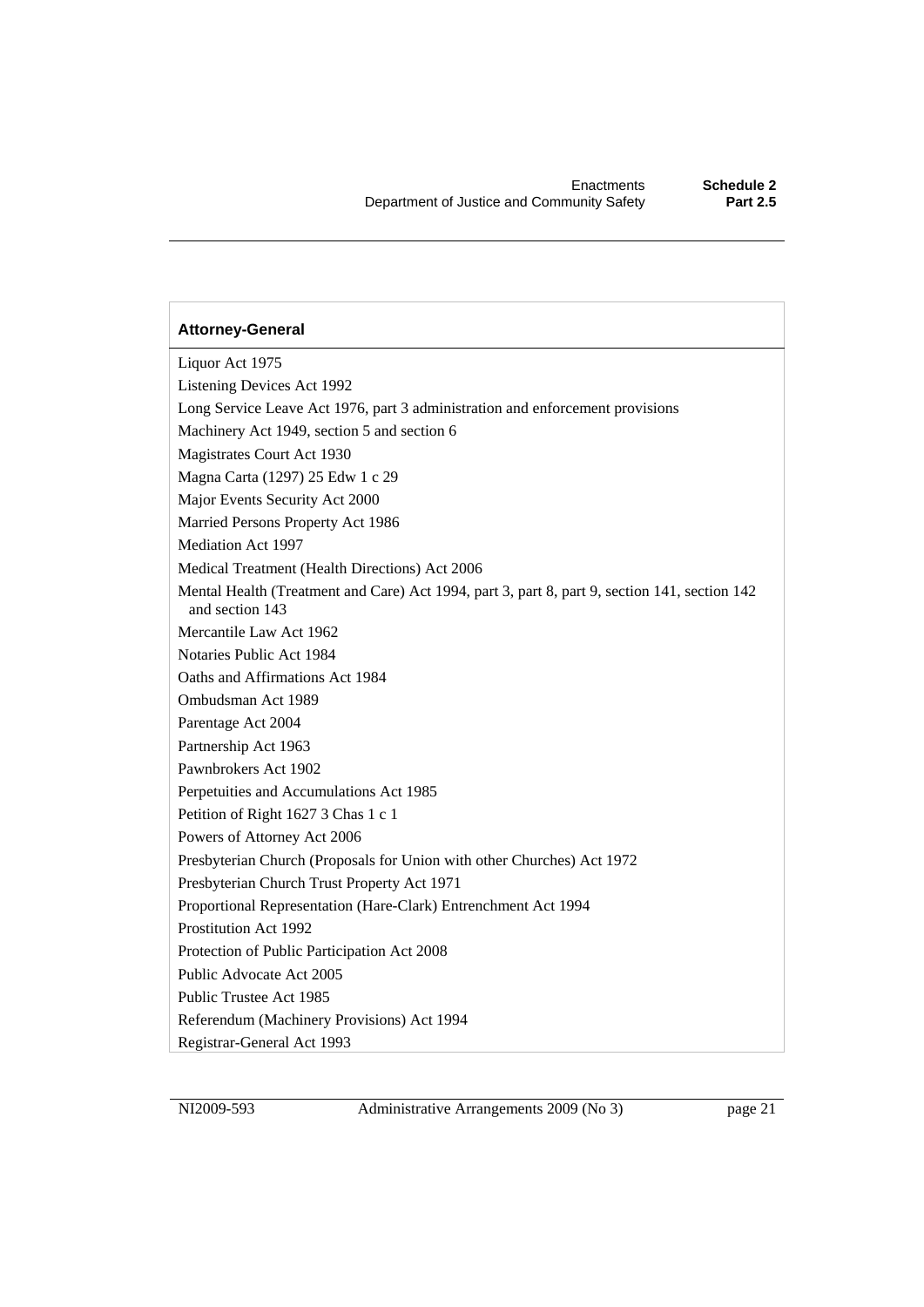| **Attorney-General** |
| --- |
| Liquor Act 1975 |
| Listening Devices Act 1992 |
| Long Service Leave Act 1976, part 3 administration and enforcement provisions |
| Machinery Act 1949, section 5 and section 6 |
| Magistrates Court Act 1930 |
| Magna Carta (1297) 25 Edw 1 c 29 |
| Major Events Security Act 2000 |
| Married Persons Property Act 1986 |
| Mediation Act 1997 |
| Medical Treatment (Health Directions) Act 2006 |
| Mental Health (Treatment and Care) Act 1994, part 3, part 8, part 9, section 141, section 142 and section 143 |
| Mercantile Law Act 1962 |
| Notaries Public Act 1984 |
| Oaths and Affirmations Act 1984 |
| Ombudsman Act 1989 |
| Parentage Act 2004 |
| Partnership Act 1963 |
| Pawnbrokers Act 1902 |
| Perpetuities and Accumulations Act 1985 |
| Petition of Right 1627 3 Chas 1 c 1 |
| Powers of Attorney Act 2006 |
| Presbyterian Church (Proposals for Union with other Churches) Act 1972 |
| Presbyterian Church Trust Property Act 1971 |
| Proportional Representation (Hare-Clark) Entrenchment Act 1994 |
| Prostitution Act 1992 |
| Protection of Public Participation Act 2008 |
| Public Advocate Act 2005 |
| Public Trustee Act 1985 |
| Referendum (Machinery Provisions) Act 1994 |
| Registrar-General Act 1993 |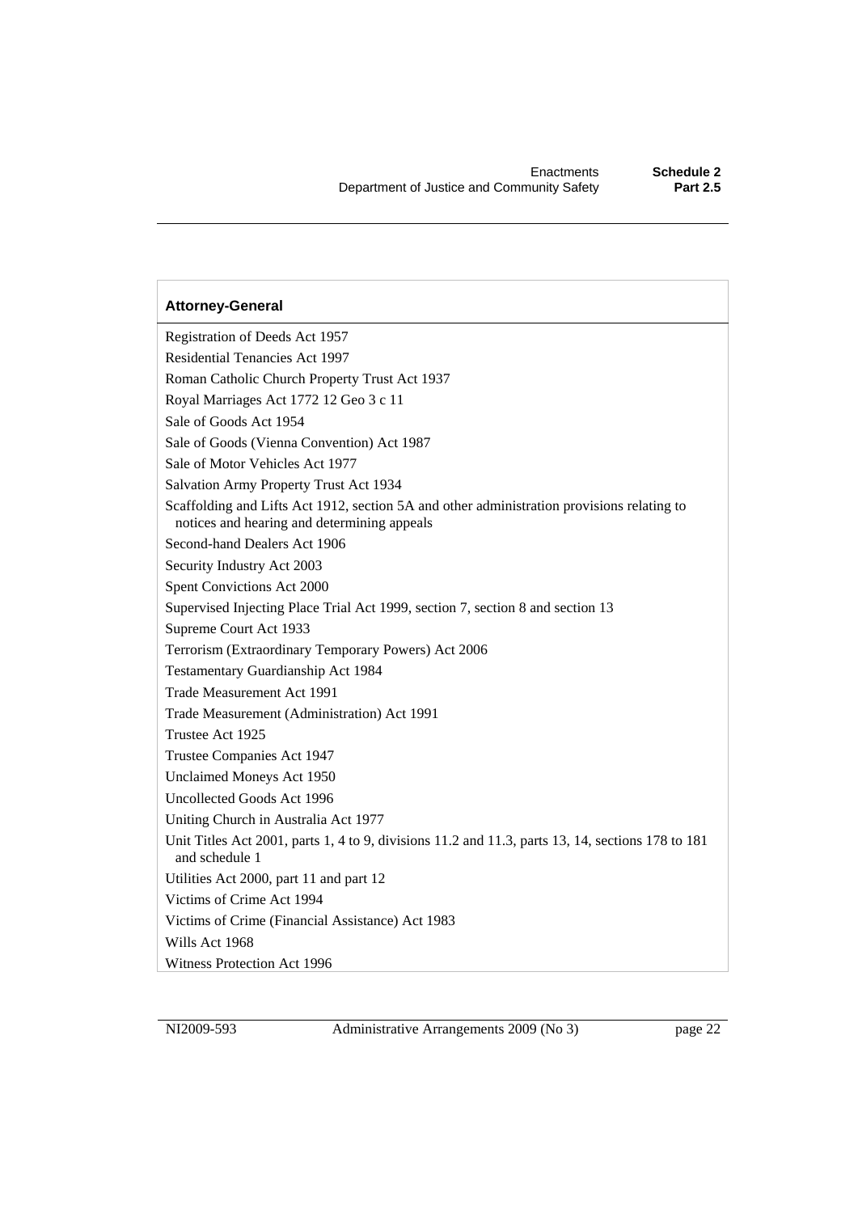| Attorney-General |
| --- |
| Registration of Deeds Act 1957 |
| Residential Tenancies Act 1997 |
| Roman Catholic Church Property Trust Act 1937 |
| Royal Marriages Act 1772 12 Geo 3 c 11 |
| Sale of Goods Act 1954 |
| Sale of Goods (Vienna Convention) Act 1987 |
| Sale of Motor Vehicles Act 1977 |
| Salvation Army Property Trust Act 1934 |
| Scaffolding and Lifts Act 1912, section 5A and other administration provisions relating to notices and hearing and determining appeals |
| Second-hand Dealers Act 1906 |
| Security Industry Act 2003 |
| Spent Convictions Act 2000 |
| Supervised Injecting Place Trial Act 1999, section 7, section 8 and section 13 |
| Supreme Court Act 1933 |
| Terrorism (Extraordinary Temporary Powers) Act 2006 |
| Testamentary Guardianship Act 1984 |
| Trade Measurement Act 1991 |
| Trade Measurement (Administration) Act 1991 |
| Trustee Act 1925 |
| Trustee Companies Act 1947 |
| Unclaimed Moneys Act 1950 |
| Uncollected Goods Act 1996 |
| Uniting Church in Australia Act 1977 |
| Unit Titles Act 2001, parts 1, 4 to 9, divisions 11.2 and 11.3, parts 13, 14, sections 178 to 181 and schedule 1 |
| Utilities Act 2000, part 11 and part 12 |
| Victims of Crime Act 1994 |
| Victims of Crime (Financial Assistance) Act 1983 |
| Wills Act 1968 |
| Witness Protection Act 1996 |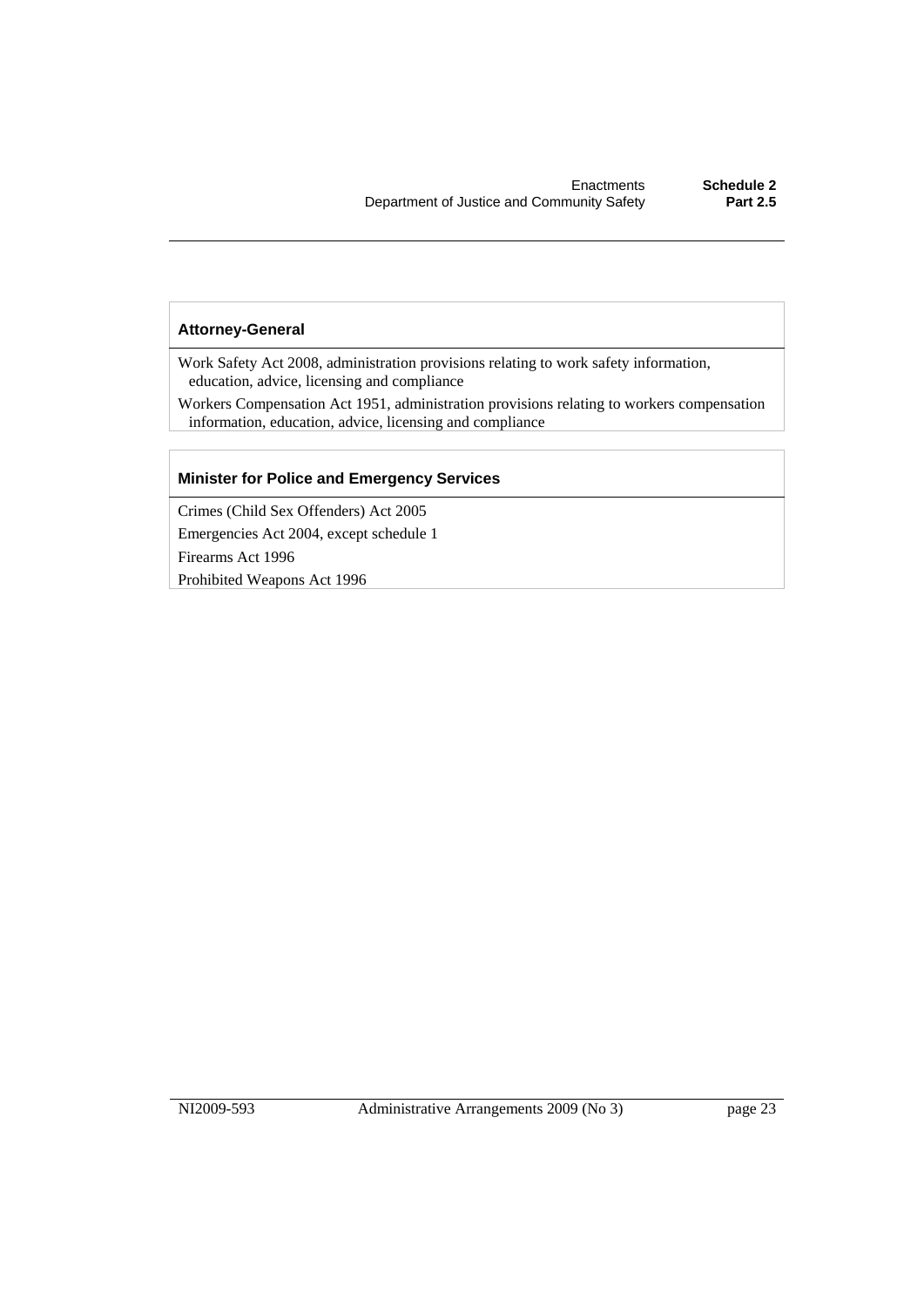**Attorney-General**

Work Safety Act 2008, administration provisions relating to work safety information, education, advice, licensing and compliance

Workers Compensation Act 1951, administration provisions relating to workers compensation information, education, advice, licensing and compliance

**Minister for Police and Emergency Services**

Crimes (Child Sex Offenders) Act 2005

Emergencies Act 2004, except schedule 1

Firearms Act 1996

Prohibited Weapons Act 1996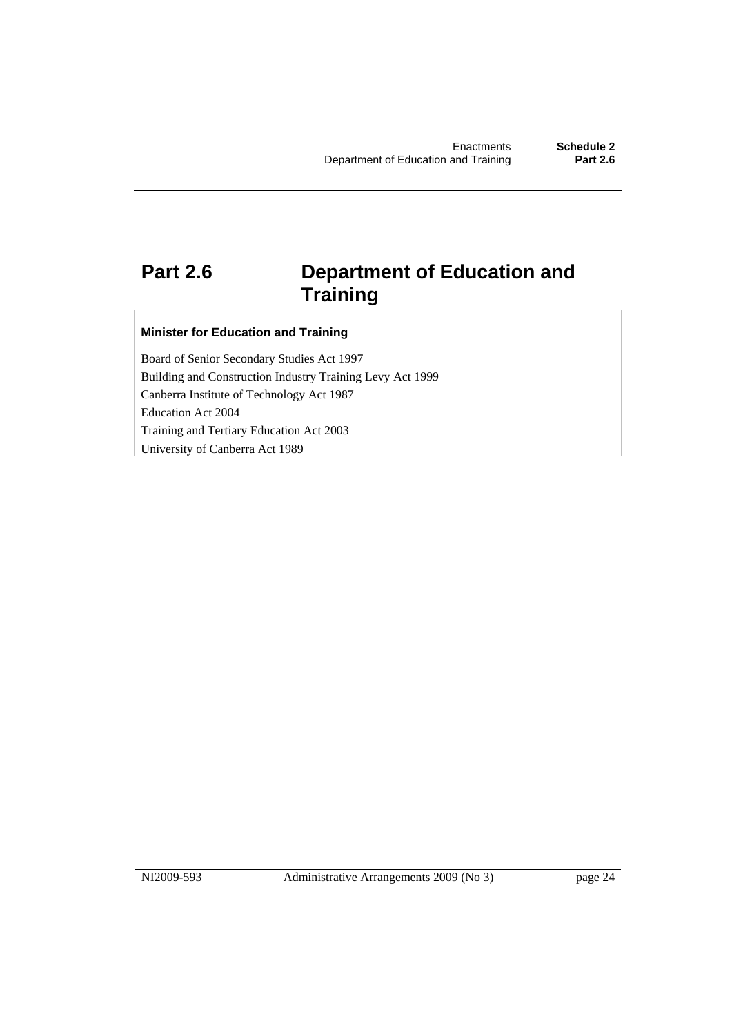## Part 2.6 Department of Education and Training

| Minister for Education and Training |
| --- |
| Board of Senior Secondary Studies Act 1997 |
| Building and Construction Industry Training Levy Act 1999 |
| Canberra Institute of Technology Act 1987 |
| Education Act 2004 |
| Training and Tertiary Education Act 2003 |
| University of Canberra Act 1989 |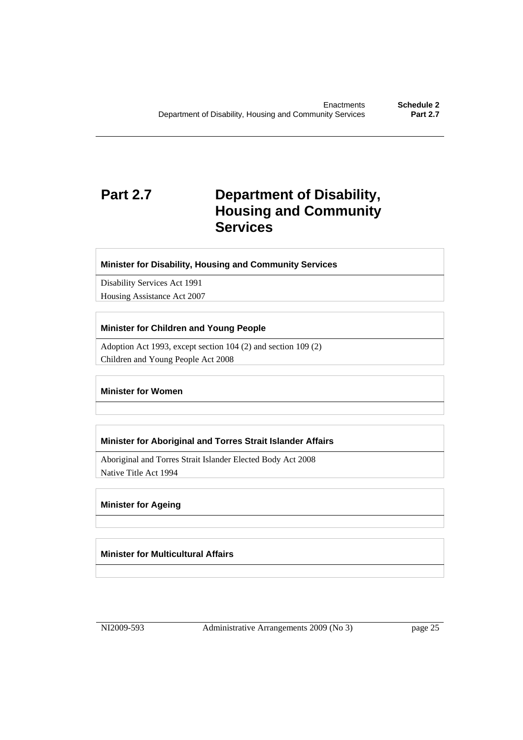# Part 2.7 Department of Disability, Housing and Community Services

| Minister for Disability, Housing and Community Services |
|---|
| Disability Services Act 1991 |
| Housing Assistance Act 2007 |

| Minister for Children and Young People |
|---|
| Adoption Act 1993, except section 104 (2) and section 109 (2) |
| Children and Young People Act 2008 |

| Minister for Women |
|---|
| |

| Minister for Aboriginal and Torres Strait Islander Affairs |
|---|
| Aboriginal and Torres Strait Islander Elected Body Act 2008 |
| Native Title Act 1994 |

| Minister for Ageing |
|---|
| |

| Minister for Multicultural Affairs |
|---|
| |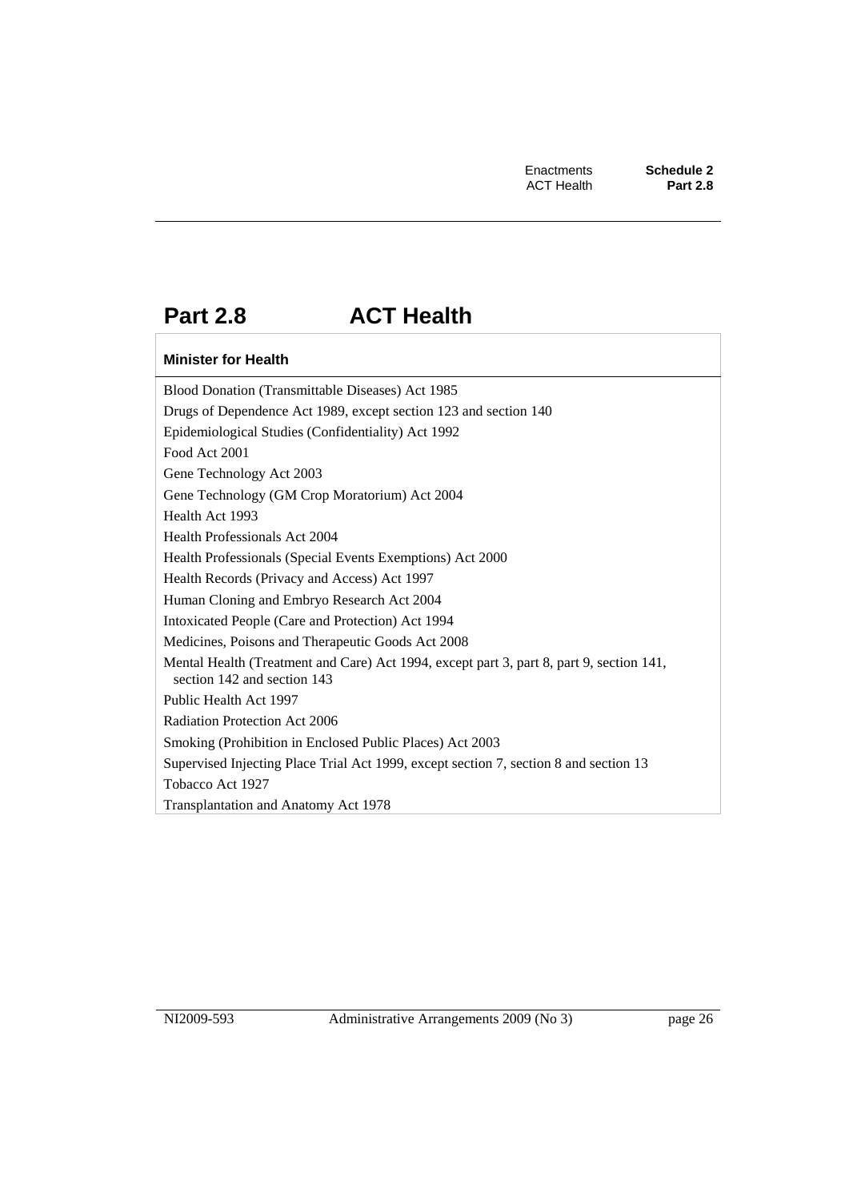# Part 2.8 ACT Health

| Minister for Health |
| --- |
| Blood Donation (Transmittable Diseases) Act 1985 |
| Drugs of Dependence Act 1989, except section 123 and section 140 |
| Epidemiological Studies (Confidentiality) Act 1992 |
| Food Act 2001 |
| Gene Technology Act 2003 |
| Gene Technology (GM Crop Moratorium) Act 2004 |
| Health Act 1993 |
| Health Professionals Act 2004 |
| Health Professionals (Special Events Exemptions) Act 2000 |
| Health Records (Privacy and Access) Act 1997 |
| Human Cloning and Embryo Research Act 2004 |
| Intoxicated People (Care and Protection) Act 1994 |
| Medicines, Poisons and Therapeutic Goods Act 2008 |
| Mental Health (Treatment and Care) Act 1994, except part 3, part 8, part 9, section 141, section 142 and section 143 |
| Public Health Act 1997 |
| Radiation Protection Act 2006 |
| Smoking (Prohibition in Enclosed Public Places) Act 2003 |
| Supervised Injecting Place Trial Act 1999, except section 7, section 8 and section 13 |
| Tobacco Act 1927 |
| Transplantation and Anatomy Act 1978 |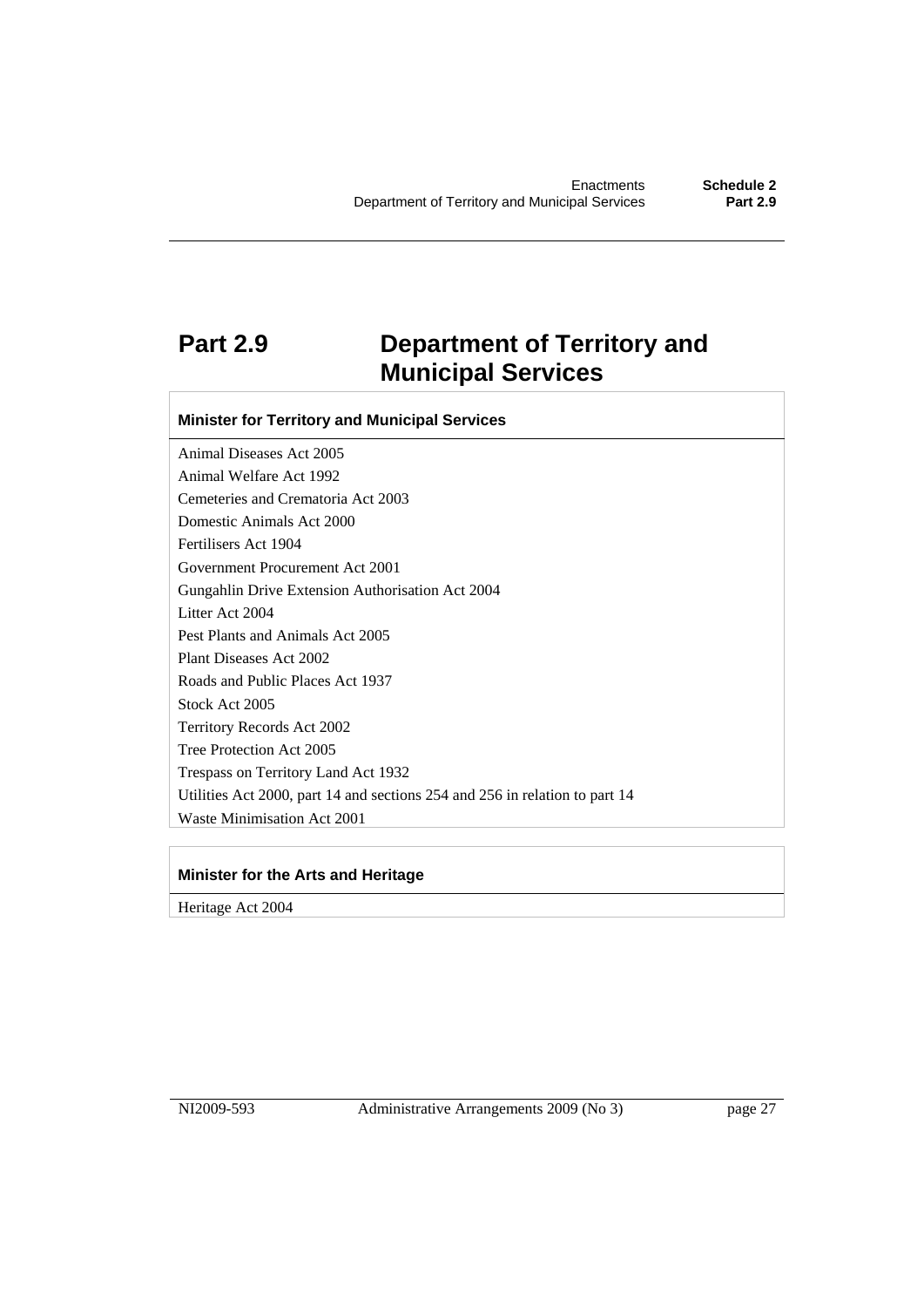# Part 2.9 Department of Territory and Municipal Services

| Minister for Territory and Municipal Services |
| --- |
| Animal Diseases Act 2005 |
| Animal Welfare Act 1992 |
| Cemeteries and Crematoria Act 2003 |
| Domestic Animals Act 2000 |
| Fertilisers Act 1904 |
| Government Procurement Act 2001 |
| Gungahlin Drive Extension Authorisation Act 2004 |
| Litter Act 2004 |
| Pest Plants and Animals Act 2005 |
| Plant Diseases Act 2002 |
| Roads and Public Places Act 1937 |
| Stock Act 2005 |
| Territory Records Act 2002 |
| Tree Protection Act 2005 |
| Trespass on Territory Land Act 1932 |
| Utilities Act 2000, part 14 and sections 254 and 256 in relation to part 14 |
| Waste Minimisation Act 2001 |

| Minister for the Arts and Heritage |
| --- |
| Heritage Act 2004 |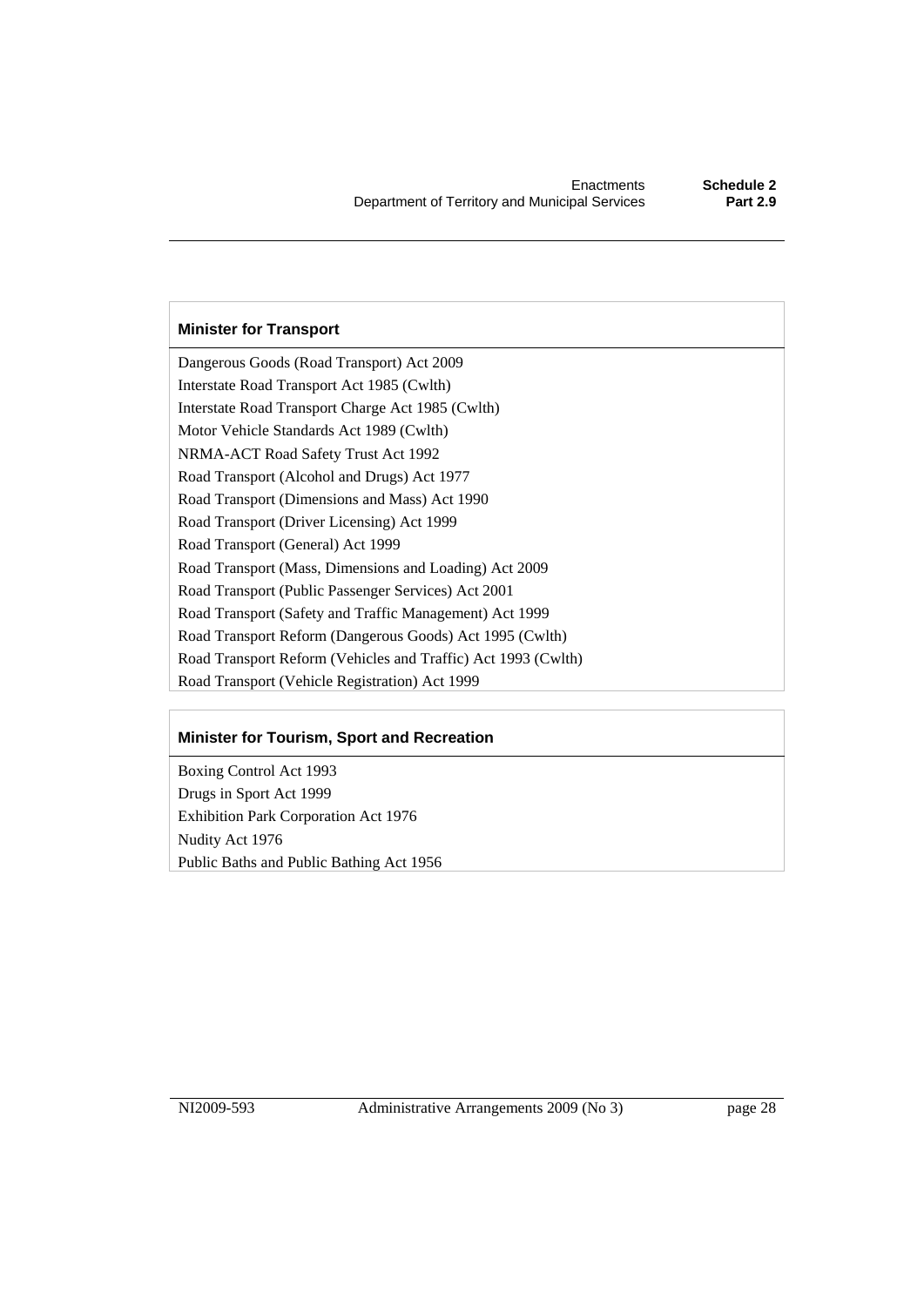| Minister for Transport |
| --- |
| Dangerous Goods (Road Transport) Act 2009 |
| Interstate Road Transport Act 1985 (Cwlth) |
| Interstate Road Transport Charge Act 1985 (Cwlth) |
| Motor Vehicle Standards Act 1989 (Cwlth) |
| NRMA-ACT Road Safety Trust Act 1992 |
| Road Transport (Alcohol and Drugs) Act 1977 |
| Road Transport (Dimensions and Mass) Act 1990 |
| Road Transport (Driver Licensing) Act 1999 |
| Road Transport (General) Act 1999 |
| Road Transport (Mass, Dimensions and Loading) Act 2009 |
| Road Transport (Public Passenger Services) Act 2001 |
| Road Transport (Safety and Traffic Management) Act 1999 |
| Road Transport Reform (Dangerous Goods) Act 1995 (Cwlth) |
| Road Transport Reform (Vehicles and Traffic) Act 1993 (Cwlth) |
| Road Transport (Vehicle Registration) Act 1999 |

| Minister for Tourism, Sport and Recreation |
| --- |
| Boxing Control Act 1993 |
| Drugs in Sport Act 1999 |
| Exhibition Park Corporation Act 1976 |
| Nudity Act 1976 |
| Public Baths and Public Bathing Act 1956 |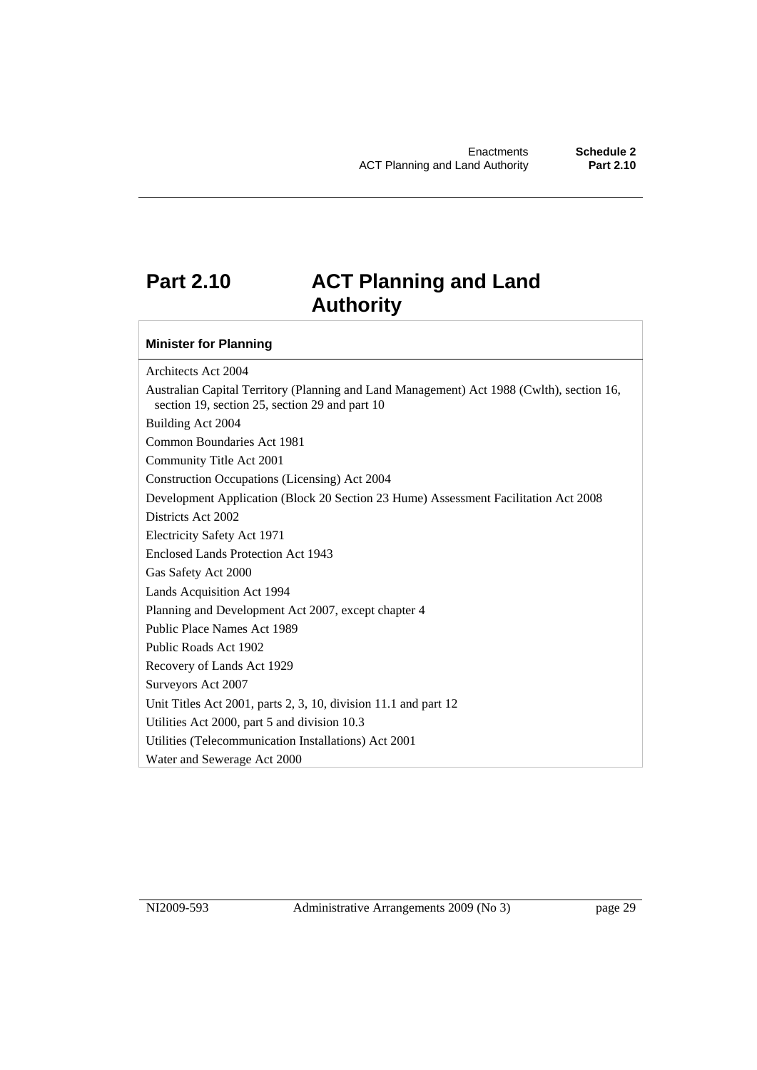## Part 2.10 ACT Planning and Land Authority

| Minister for Planning |
| --- |
| Architects Act 2004 |
| Australian Capital Territory (Planning and Land Management) Act 1988 (Cwlth), section 16, section 19, section 25, section 29 and part 10 |
| Building Act 2004 |
| Common Boundaries Act 1981 |
| Community Title Act 2001 |
| Construction Occupations (Licensing) Act 2004 |
| Development Application (Block 20 Section 23 Hume) Assessment Facilitation Act 2008 |
| Districts Act 2002 |
| Electricity Safety Act 1971 |
| Enclosed Lands Protection Act 1943 |
| Gas Safety Act 2000 |
| Lands Acquisition Act 1994 |
| Planning and Development Act 2007, except chapter 4 |
| Public Place Names Act 1989 |
| Public Roads Act 1902 |
| Recovery of Lands Act 1929 |
| Surveyors Act 2007 |
| Unit Titles Act 2001, parts 2, 3, 10, division 11.1 and part 12 |
| Utilities Act 2000, part 5 and division 10.3 |
| Utilities (Telecommunication Installations) Act 2001 |
| Water and Sewerage Act 2000 |